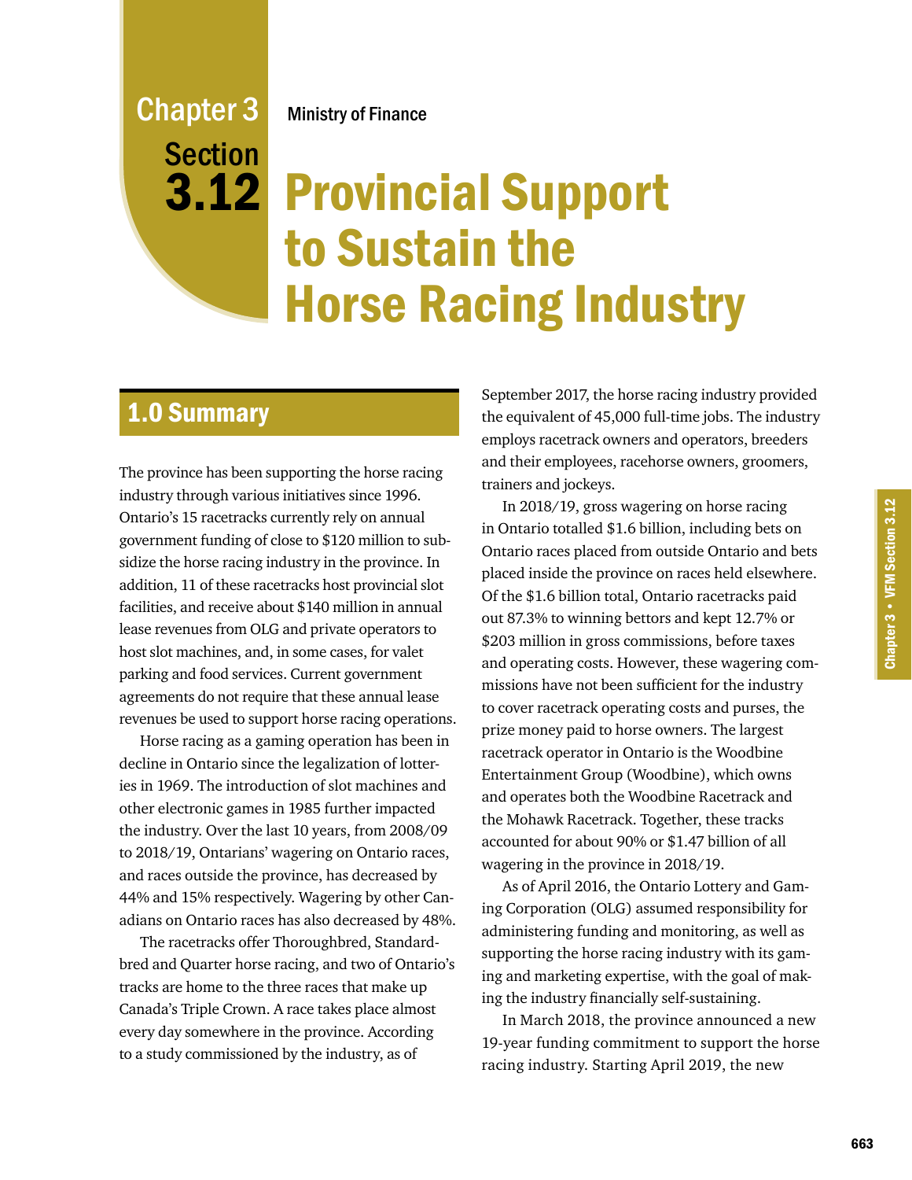Chapter 3
Section
3.12

Ministry of Finance

# Provincial Support to Sustain the Horse Racing Industry

## 1.0 Summary

The province has been supporting the horse racing industry through various initiatives since 1996. Ontario's 15 racetracks currently rely on annual government funding of close to $120 million to subsidize the horse racing industry in the province. In addition, 11 of these racetracks host provincial slot facilities, and receive about $140 million in annual lease revenues from OLG and private operators to host slot machines, and, in some cases, for valet parking and food services. Current government agreements do not require that these annual lease revenues be used to support horse racing operations.

Horse racing as a gaming operation has been in decline in Ontario since the legalization of lotteries in 1969. The introduction of slot machines and other electronic games in 1985 further impacted the industry. Over the last 10 years, from 2008/09 to 2018/19, Ontarians' wagering on Ontario races, and races outside the province, has decreased by 44% and 15% respectively. Wagering by other Canadians on Ontario races has also decreased by 48%.

The racetracks offer Thoroughbred, Standardbred and Quarter horse racing, and two of Ontario's tracks are home to the three races that make up Canada's Triple Crown. A race takes place almost every day somewhere in the province. According to a study commissioned by the industry, as of September 2017, the horse racing industry provided the equivalent of 45,000 full-time jobs. The industry employs racetrack owners and operators, breeders and their employees, racehorse owners, groomers, trainers and jockeys.

In 2018/19, gross wagering on horse racing in Ontario totalled $1.6 billion, including bets on Ontario races placed from outside Ontario and bets placed inside the province on races held elsewhere. Of the $1.6 billion total, Ontario racetracks paid out 87.3% to winning bettors and kept 12.7% or $203 million in gross commissions, before taxes and operating costs. However, these wagering commissions have not been sufficient for the industry to cover racetrack operating costs and purses, the prize money paid to horse owners. The largest racetrack operator in Ontario is the Woodbine Entertainment Group (Woodbine), which owns and operates both the Woodbine Racetrack and the Mohawk Racetrack. Together, these tracks accounted for about 90% or $1.47 billion of all wagering in the province in 2018/19.

As of April 2016, the Ontario Lottery and Gaming Corporation (OLG) assumed responsibility for administering funding and monitoring, as well as supporting the horse racing industry with its gaming and marketing expertise, with the goal of making the industry financially self-sustaining.

In March 2018, the province announced a new 19-year funding commitment to support the horse racing industry. Starting April 2019, the new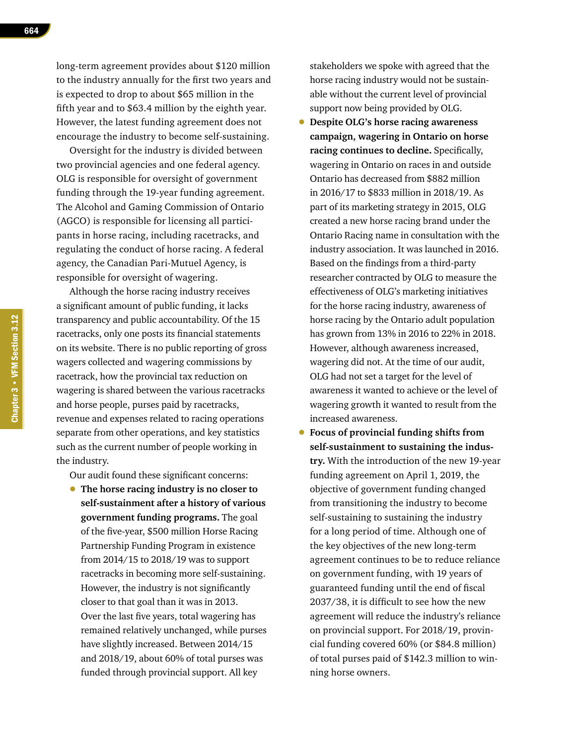long-term agreement provides about $120 million to the industry annually for the first two years and is expected to drop to about $65 million in the fifth year and to $63.4 million by the eighth year. However, the latest funding agreement does not encourage the industry to become self-sustaining.

Oversight for the industry is divided between two provincial agencies and one federal agency. OLG is responsible for oversight of government funding through the 19-year funding agreement. The Alcohol and Gaming Commission of Ontario (AGCO) is responsible for licensing all participants in horse racing, including racetracks, and regulating the conduct of horse racing. A federal agency, the Canadian Pari-Mutuel Agency, is responsible for oversight of wagering.

Although the horse racing industry receives a significant amount of public funding, it lacks transparency and public accountability. Of the 15 racetracks, only one posts its financial statements on its website. There is no public reporting of gross wagers collected and wagering commissions by racetrack, how the provincial tax reduction on wagering is shared between the various racetracks and horse people, purses paid by racetracks, revenue and expenses related to racing operations separate from other operations, and key statistics such as the current number of people working in the industry.

Our audit found these significant concerns:

- **The horse racing industry is no closer to self-sustainment after a history of various government funding programs.** The goal of the five-year, $500 million Horse Racing Partnership Funding Program in existence from 2014/15 to 2018/19 was to support racetracks in becoming more self-sustaining. However, the industry is not significantly closer to that goal than it was in 2013. Over the last five years, total wagering has remained relatively unchanged, while purses have slightly increased. Between 2014/15 and 2018/19, about 60% of total purses was funded through provincial support. All key stakeholders we spoke with agreed that the horse racing industry would not be sustainable without the current level of provincial support now being provided by OLG.
- **Despite OLG's horse racing awareness campaign, wagering in Ontario on horse racing continues to decline.** Specifically, wagering in Ontario on races in and outside Ontario has decreased from $882 million in 2016/17 to $833 million in 2018/19. As part of its marketing strategy in 2015, OLG created a new horse racing brand under the Ontario Racing name in consultation with the industry association. It was launched in 2016. Based on the findings from a third-party researcher contracted by OLG to measure the effectiveness of OLG's marketing initiatives for the horse racing industry, awareness of horse racing by the Ontario adult population has grown from 13% in 2016 to 22% in 2018. However, although awareness increased, wagering did not. At the time of our audit, OLG had not set a target for the level of awareness it wanted to achieve or the level of wagering growth it wanted to result from the increased awareness.
- **Focus of provincial funding shifts from self-sustainment to sustaining the industry.** With the introduction of the new 19-year funding agreement on April 1, 2019, the objective of government funding changed from transitioning the industry to become self-sustaining to sustaining the industry for a long period of time. Although one of the key objectives of the new long-term agreement continues to be to reduce reliance on government funding, with 19 years of guaranteed funding until the end of fiscal 2037/38, it is difficult to see how the new agreement will reduce the industry's reliance on provincial support. For 2018/19, provincial funding covered 60% (or $84.8 million) of total purses paid of $142.3 million to winning horse owners.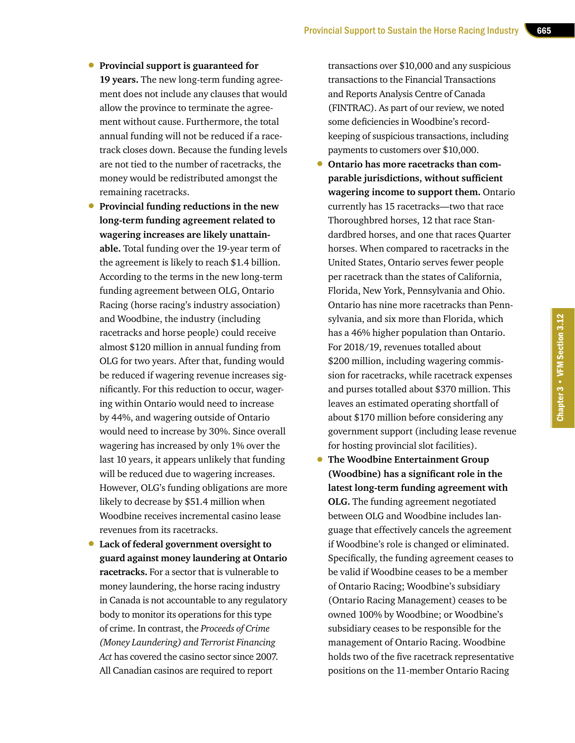- **Provincial support is guaranteed for 19 years.** The new long-term funding agreement does not include any clauses that would allow the province to terminate the agreement without cause. Furthermore, the total annual funding will not be reduced if a racetrack closes down. Because the funding levels are not tied to the number of racetracks, the money would be redistributed amongst the remaining racetracks.
- **Provincial funding reductions in the new long-term funding agreement related to wagering increases are likely unattainable.** Total funding over the 19-year term of the agreement is likely to reach $1.4 billion. According to the terms in the new long-term funding agreement between OLG, Ontario Racing (horse racing's industry association) and Woodbine, the industry (including racetracks and horse people) could receive almost $120 million in annual funding from OLG for two years. After that, funding would be reduced if wagering revenue increases significantly. For this reduction to occur, wagering within Ontario would need to increase by 44%, and wagering outside of Ontario would need to increase by 30%. Since overall wagering has increased by only 1% over the last 10 years, it appears unlikely that funding will be reduced due to wagering increases. However, OLG's funding obligations are more likely to decrease by $51.4 million when Woodbine receives incremental casino lease revenues from its racetracks.
- **Lack of federal government oversight to guard against money laundering at Ontario racetracks.** For a sector that is vulnerable to money laundering, the horse racing industry in Canada is not accountable to any regulatory body to monitor its operations for this type of crime. In contrast, the *Proceeds of Crime (Money Laundering) and Terrorist Financing Act* has covered the casino sector since 2007. All Canadian casinos are required to report transactions over $10,000 and any suspicious transactions to the Financial Transactions and Reports Analysis Centre of Canada (FINTRAC). As part of our review, we noted some deficiencies in Woodbine's record-keeping of suspicious transactions, including payments to customers over $10,000.
- **Ontario has more racetracks than comparable jurisdictions, without sufficient wagering income to support them.** Ontario currently has 15 racetracks—two that race Thoroughbred horses, 12 that race Standardbred horses, and one that races Quarter horses. When compared to racetracks in the United States, Ontario serves fewer people per racetrack than the states of California, Florida, New York, Pennsylvania and Ohio. Ontario has nine more racetracks than Pennsylvania, and six more than Florida, which has a 46% higher population than Ontario. For 2018/19, revenues totalled about $200 million, including wagering commission for racetracks, while racetrack expenses and purses totalled about $370 million. This leaves an estimated operating shortfall of about $170 million before considering any government support (including lease revenue for hosting provincial slot facilities).
- **The Woodbine Entertainment Group (Woodbine) has a significant role in the latest long-term funding agreement with OLG.** The funding agreement negotiated between OLG and Woodbine includes language that effectively cancels the agreement if Woodbine's role is changed or eliminated. Specifically, the funding agreement ceases to be valid if Woodbine ceases to be a member of Ontario Racing; Woodbine's subsidiary (Ontario Racing Management) ceases to be owned 100% by Woodbine; or Woodbine's subsidiary ceases to be responsible for the management of Ontario Racing. Woodbine holds two of the five racetrack representative positions on the 11-member Ontario Racing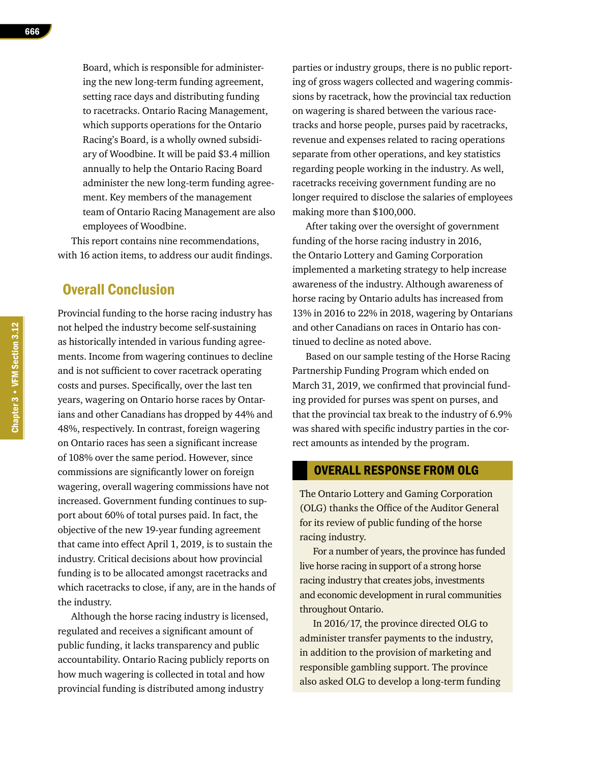Board, which is responsible for administering the new long-term funding agreement, setting race days and distributing funding to racetracks. Ontario Racing Management, which supports operations for the Ontario Racing's Board, is a wholly owned subsidiary of Woodbine. It will be paid $3.4 million annually to help the Ontario Racing Board administer the new long-term funding agreement. Key members of the management team of Ontario Racing Management are also employees of Woodbine.

This report contains nine recommendations, with 16 action items, to address our audit findings.

## Overall Conclusion

Provincial funding to the horse racing industry has not helped the industry become self-sustaining as historically intended in various funding agreements. Income from wagering continues to decline and is not sufficient to cover racetrack operating costs and purses. Specifically, over the last ten years, wagering on Ontario horse races by Ontarians and other Canadians has dropped by 44% and 48%, respectively. In contrast, foreign wagering on Ontario races has seen a significant increase of 108% over the same period. However, since commissions are significantly lower on foreign wagering, overall wagering commissions have not increased. Government funding continues to support about 60% of total purses paid. In fact, the objective of the new 19-year funding agreement that came into effect April 1, 2019, is to sustain the industry. Critical decisions about how provincial funding is to be allocated amongst racetracks and which racetracks to close, if any, are in the hands of the industry.

Although the horse racing industry is licensed, regulated and receives a significant amount of public funding, it lacks transparency and public accountability. Ontario Racing publicly reports on how much wagering is collected in total and how provincial funding is distributed among industry parties or industry groups, there is no public reporting of gross wagers collected and wagering commissions by racetrack, how the provincial tax reduction on wagering is shared between the various racetracks and horse people, purses paid by racetracks, revenue and expenses related to racing operations separate from other operations, and key statistics regarding people working in the industry. As well, racetracks receiving government funding are no longer required to disclose the salaries of employees making more than $100,000.

After taking over the oversight of government funding of the horse racing industry in 2016, the Ontario Lottery and Gaming Corporation implemented a marketing strategy to help increase awareness of the industry. Although awareness of horse racing by Ontario adults has increased from 13% in 2016 to 22% in 2018, wagering by Ontarians and other Canadians on races in Ontario has continued to decline as noted above.

Based on our sample testing of the Horse Racing Partnership Funding Program which ended on March 31, 2019, we confirmed that provincial funding provided for purses was spent on purses, and that the provincial tax break to the industry of 6.9% was shared with specific industry parties in the correct amounts as intended by the program.

### OVERALL RESPONSE FROM OLG

The Ontario Lottery and Gaming Corporation (OLG) thanks the Office of the Auditor General for its review of public funding of the horse racing industry.

For a number of years, the province has funded live horse racing in support of a strong horse racing industry that creates jobs, investments and economic development in rural communities throughout Ontario.

In 2016/17, the province directed OLG to administer transfer payments to the industry, in addition to the provision of marketing and responsible gambling support. The province also asked OLG to develop a long-term funding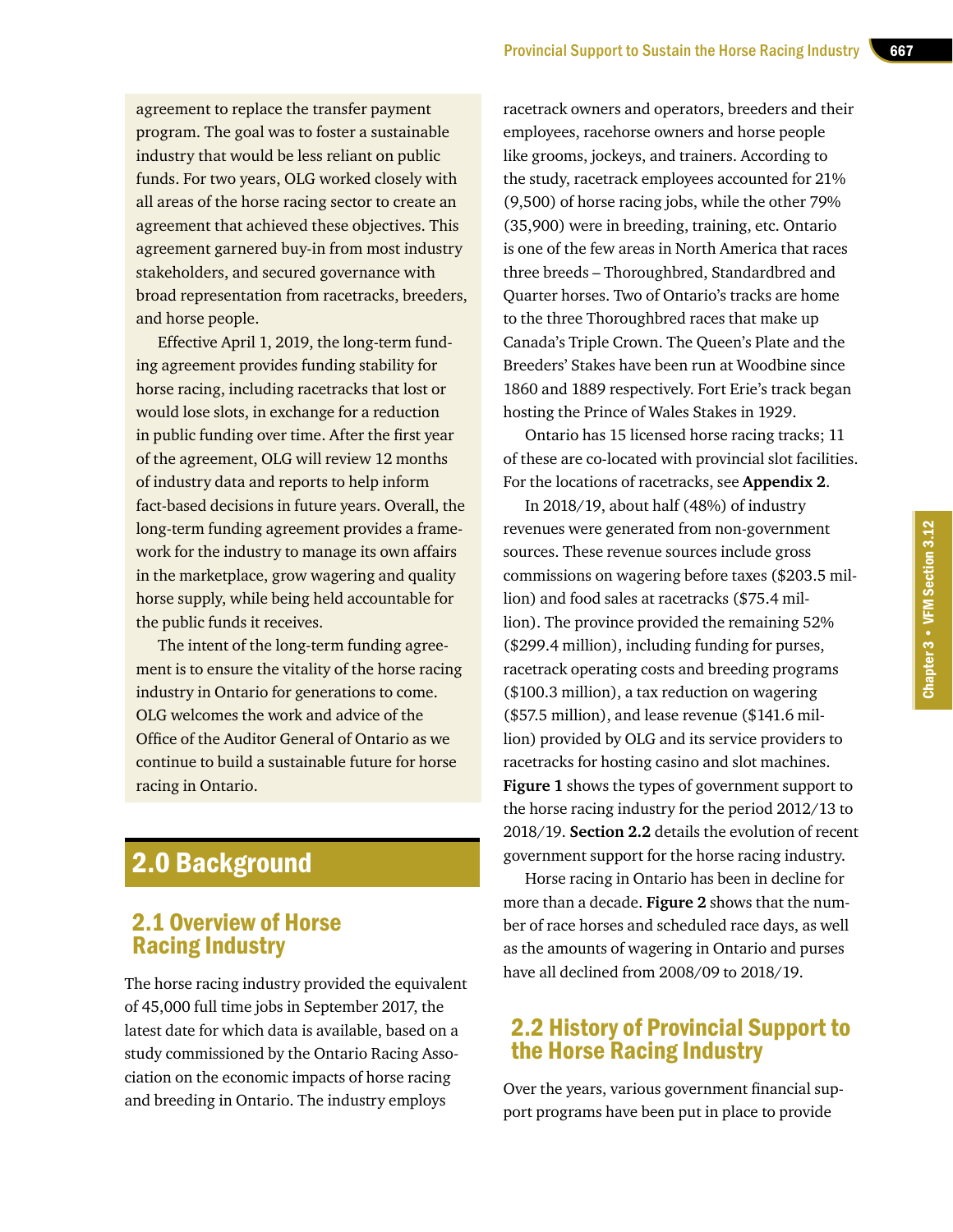agreement to replace the transfer payment program. The goal was to foster a sustainable industry that would be less reliant on public funds. For two years, OLG worked closely with all areas of the horse racing sector to create an agreement that achieved these objectives. This agreement garnered buy-in from most industry stakeholders, and secured governance with broad representation from racetracks, breeders, and horse people.

Effective April 1, 2019, the long-term funding agreement provides funding stability for horse racing, including racetracks that lost or would lose slots, in exchange for a reduction in public funding over time. After the first year of the agreement, OLG will review 12 months of industry data and reports to help inform fact-based decisions in future years. Overall, the long-term funding agreement provides a framework for the industry to manage its own affairs in the marketplace, grow wagering and quality horse supply, while being held accountable for the public funds it receives.

The intent of the long-term funding agreement is to ensure the vitality of the horse racing industry in Ontario for generations to come. OLG welcomes the work and advice of the Office of the Auditor General of Ontario as we continue to build a sustainable future for horse racing in Ontario.

# 2.0 Background

## 2.1 Overview of Horse Racing Industry

The horse racing industry provided the equivalent of 45,000 full time jobs in September 2017, the latest date for which data is available, based on a study commissioned by the Ontario Racing Association on the economic impacts of horse racing and breeding in Ontario. The industry employs racetrack owners and operators, breeders and their employees, racehorse owners and horse people like grooms, jockeys, and trainers. According to the study, racetrack employees accounted for 21% (9,500) of horse racing jobs, while the other 79% (35,900) were in breeding, training, etc. Ontario is one of the few areas in North America that races three breeds – Thoroughbred, Standardbred and Quarter horses. Two of Ontario's tracks are home to the three Thoroughbred races that make up Canada's Triple Crown. The Queen's Plate and the Breeders' Stakes have been run at Woodbine since 1860 and 1889 respectively. Fort Erie's track began hosting the Prince of Wales Stakes in 1929.

Ontario has 15 licensed horse racing tracks; 11 of these are co-located with provincial slot facilities. For the locations of racetracks, see **Appendix 2**.

In 2018/19, about half (48%) of industry revenues were generated from non-government sources. These revenue sources include gross commissions on wagering before taxes ($203.5 million) and food sales at racetracks ($75.4 million). The province provided the remaining 52% ($299.4 million), including funding for purses, racetrack operating costs and breeding programs ($100.3 million), a tax reduction on wagering ($57.5 million), and lease revenue ($141.6 million) provided by OLG and its service providers to racetracks for hosting casino and slot machines. **Figure 1** shows the types of government support to the horse racing industry for the period 2012/13 to 2018/19. **Section 2.2** details the evolution of recent government support for the horse racing industry.

Horse racing in Ontario has been in decline for more than a decade. **Figure 2** shows that the number of race horses and scheduled race days, as well as the amounts of wagering in Ontario and purses have all declined from 2008/09 to 2018/19.

## 2.2 History of Provincial Support to the Horse Racing Industry

Over the years, various government financial support programs have been put in place to provide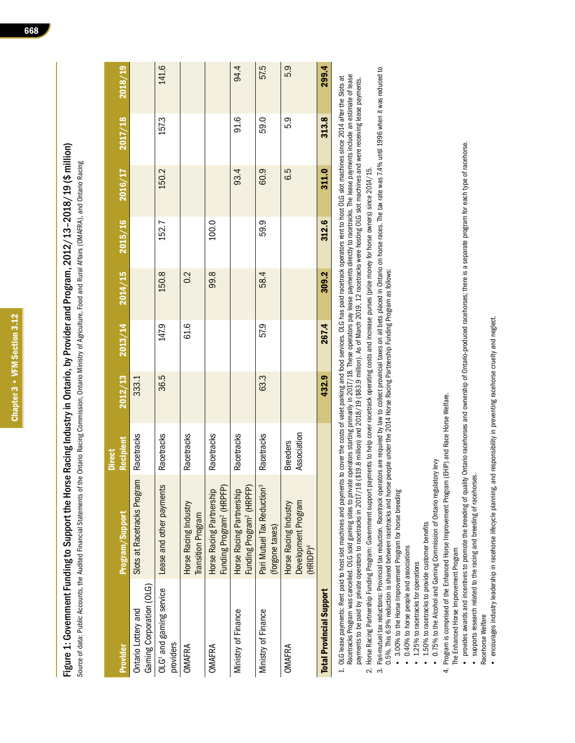## Figure 1: Government Funding to Support the Horse Racing Industry in Ontario, by Provider and Program, 2012/13–2018/19 ($ million)

Source of data: Public Accounts, the Audited Financial Statements of the Ontario Racing Commission, Ontario Ministry of Agriculture, Food and Rural Affairs (OMAFRA), and Ontario Racing

| Provider | Program/Support | Direct Recipient | 2012/13 | 2013/14 | 2014/15 | 2015/16 | 2016/17 | 2017/18 | 2018/19 |
|---|---|---|---|---|---|---|---|---|---|
| Ontario Lottery and Gaming Corporation (OLG) | Slots at Racetracks Program | Racetracks | 333.1 | | | | | | |
| OLG[1] and gaming service providers | Lease and other payments | Racetracks | 36.5 | 147.9 | 150.8 | 152.7 | 150.2 | 157.3 | 141.6 |
| OMAFRA | Horse Racing Industry Transition Program | Racetracks | | 61.6 | 0.2 | | | | |
| OMAFRA | Horse Racing Partnership Funding Program[2] (HRPFP) | Racetracks | | | 99.8 | 100.0 | | | |
| Ministry of Finance | Horse Racing Partnership Funding Program[2] (HRPFP) | Racetracks | | | | | 93.4 | 91.6 | 94.4 |
| Ministry of Finance | Pari Mutuel Tax Reduction[3] (forgone taxes) | Racetracks | 63.3 | 57.9 | 58.4 | 59.9 | 60.9 | 59.0 | 57.5 |
| OMAFRA | Horse Racing Industry Development Program (HRIDP)[4] | Breeders Association | | | | | 6.5 | 5.9 | 5.9 |
| **Total Provincial Support** | | | **432.9** | **267.4** | **309.2** | **312.6** | **311.0** | **313.8** | **299.4** |

1. OLG lease payments: Rent paid to host slot machines and payments to cover the costs of valet parking and food services. OLG has paid racetrack operators rent to host OLG slot machines since 2014 after the Slots at Racetracks Program was cancelled. OLG sold gaming sites to private operators starting primarily in 2017/18. These operators pay lease payments directly to racetracks. The lease payments include an estimate of lease payments to be paid by private operators to racetracks in 2017/18 ($19.8 million) and 2018/19 ($83.9 million). As of March 2019, 12 racetracks were hosting OLG slot machines and were receiving lease payments.
2. Horse Racing Partnership Funding Program: Government support payments to help cover racetrack operating costs and increase purses (prize money for horse owners) since 2014/15.
3. Pari-mutuel tax reductions: Provincial tax reduction. Racetrack operators are required by law to collect provincial taxes on all bets placed in Ontario on horse races. The tax rate was 7.4% until 1996 when it was reduced to 0.5%. This 6.9% reduction is shared between racetracks and horse people under the 2014 Horse Racing Partnership Funding Program as follows:
   - 3.00% to the Horse Improvement Program for horse breeding
   - 0.40% to horse people and associations
   - 1.25% to racetracks for operations
   - 1.50% to racetracks to provide customer benefits
   - 0.75% to the Alcohol and Gaming Commission of Ontario regulatory levy
4. Program is comprised of the Enhanced Horse Improvement Program (EHIP) and Race Horse Welfare.

   The Enhanced Horse Improvement Program
   - provides awards and incentives to promote the breeding of quality Ontario racehorses and ownership of Ontario-produced racehorses; there is a separate program for each type of racehorse.
   - supports research related to the racing and breeding of racehorses.

   Racehorse Welfare
   - encourages industry leadership in racehorse lifecycle planning, and responsibility in preventing racehorse cruelty and neglect.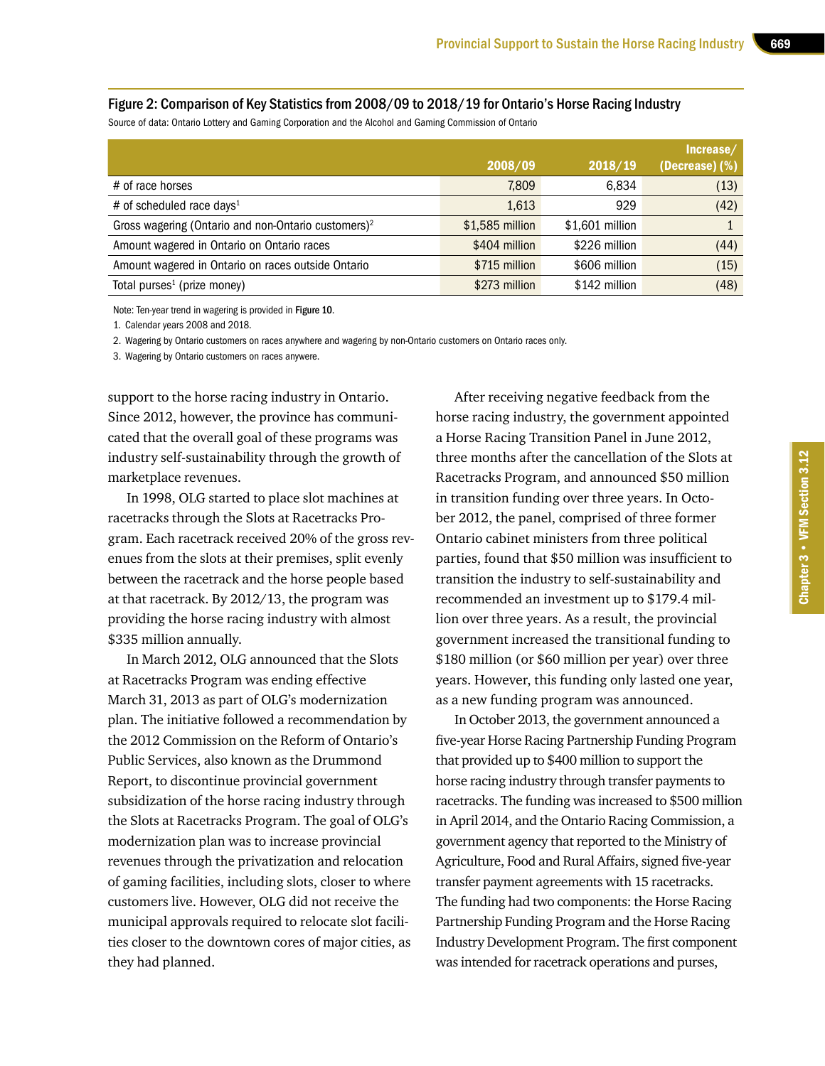### Figure 2: Comparison of Key Statistics from 2008/09 to 2018/19 for Ontario's Horse Racing Industry

Source of data: Ontario Lottery and Gaming Corporation and the Alcohol and Gaming Commission of Ontario

| | 2008/09 | 2018/19 | Increase/ (Decrease) (%) |
|---|---|---|---|
| # of race horses | 7,809 | 6,834 | (13) |
| # of scheduled race days[1] | 1,613 | 929 | (42) |
| Gross wagering (Ontario and non-Ontario customers)[2] | $1,585 million | $1,601 million | 1 |
| Amount wagered in Ontario on Ontario races | $404 million | $226 million | (44) |
| Amount wagered in Ontario on races outside Ontario | $715 million | $606 million | (15) |
| Total purses[1] (prize money) | $273 million | $142 million | (48) |

Note: Ten-year trend in wagering is provided in **Figure 10**.

1. Calendar years 2008 and 2018.
2. Wagering by Ontario customers on races anywhere and wagering by non-Ontario customers on Ontario races only.
3. Wagering by Ontario customers on races anywere.

support to the horse racing industry in Ontario. Since 2012, however, the province has communicated that the overall goal of these programs was industry self-sustainability through the growth of marketplace revenues.

In 1998, OLG started to place slot machines at racetracks through the Slots at Racetracks Program. Each racetrack received 20% of the gross revenues from the slots at their premises, split evenly between the racetrack and the horse people based at that racetrack. By 2012/13, the program was providing the horse racing industry with almost $335 million annually.

In March 2012, OLG announced that the Slots at Racetracks Program was ending effective March 31, 2013 as part of OLG's modernization plan. The initiative followed a recommendation by the 2012 Commission on the Reform of Ontario's Public Services, also known as the Drummond Report, to discontinue provincial government subsidization of the horse racing industry through the Slots at Racetracks Program. The goal of OLG's modernization plan was to increase provincial revenues through the privatization and relocation of gaming facilities, including slots, closer to where customers live. However, OLG did not receive the municipal approvals required to relocate slot facilities closer to the downtown cores of major cities, as they had planned.

After receiving negative feedback from the horse racing industry, the government appointed a Horse Racing Transition Panel in June 2012, three months after the cancellation of the Slots at Racetracks Program, and announced $50 million in transition funding over three years. In October 2012, the panel, comprised of three former Ontario cabinet ministers from three political parties, found that $50 million was insufficient to transition the industry to self-sustainability and recommended an investment up to $179.4 million over three years. As a result, the provincial government increased the transitional funding to $180 million (or $60 million per year) over three years. However, this funding only lasted one year, as a new funding program was announced.

In October 2013, the government announced a five-year Horse Racing Partnership Funding Program that provided up to $400 million to support the horse racing industry through transfer payments to racetracks. The funding was increased to $500 million in April 2014, and the Ontario Racing Commission, a government agency that reported to the Ministry of Agriculture, Food and Rural Affairs, signed five-year transfer payment agreements with 15 racetracks. The funding had two components: the Horse Racing Partnership Funding Program and the Horse Racing Industry Development Program. The first component was intended for racetrack operations and purses,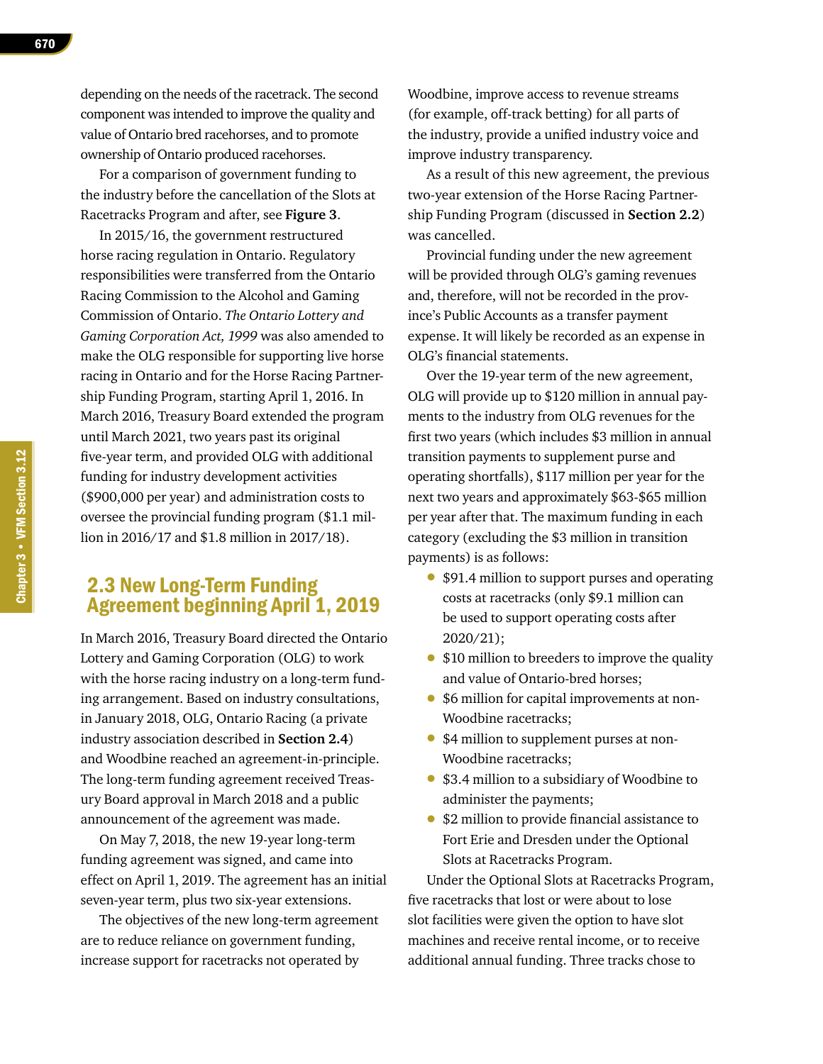depending on the needs of the racetrack. The second component was intended to improve the quality and value of Ontario bred racehorses, and to promote ownership of Ontario produced racehorses.

For a comparison of government funding to the industry before the cancellation of the Slots at Racetracks Program and after, see **Figure 3**.

In 2015/16, the government restructured horse racing regulation in Ontario. Regulatory responsibilities were transferred from the Ontario Racing Commission to the Alcohol and Gaming Commission of Ontario. *The Ontario Lottery and Gaming Corporation Act, 1999* was also amended to make the OLG responsible for supporting live horse racing in Ontario and for the Horse Racing Partnership Funding Program, starting April 1, 2016. In March 2016, Treasury Board extended the program until March 2021, two years past its original five-year term, and provided OLG with additional funding for industry development activities ($900,000 per year) and administration costs to oversee the provincial funding program ($1.1 million in 2016/17 and $1.8 million in 2017/18).

## 2.3 New Long-Term Funding Agreement beginning April 1, 2019

In March 2016, Treasury Board directed the Ontario Lottery and Gaming Corporation (OLG) to work with the horse racing industry on a long-term funding arrangement. Based on industry consultations, in January 2018, OLG, Ontario Racing (a private industry association described in **Section 2.4**) and Woodbine reached an agreement-in-principle. The long-term funding agreement received Treasury Board approval in March 2018 and a public announcement of the agreement was made.

On May 7, 2018, the new 19-year long-term funding agreement was signed, and came into effect on April 1, 2019. The agreement has an initial seven-year term, plus two six-year extensions.

The objectives of the new long-term agreement are to reduce reliance on government funding, increase support for racetracks not operated by Woodbine, improve access to revenue streams (for example, off-track betting) for all parts of the industry, provide a unified industry voice and improve industry transparency.

As a result of this new agreement, the previous two-year extension of the Horse Racing Partnership Funding Program (discussed in **Section 2.2**) was cancelled.

Provincial funding under the new agreement will be provided through OLG's gaming revenues and, therefore, will not be recorded in the province's Public Accounts as a transfer payment expense. It will likely be recorded as an expense in OLG's financial statements.

Over the 19-year term of the new agreement, OLG will provide up to $120 million in annual payments to the industry from OLG revenues for the first two years (which includes $3 million in annual transition payments to supplement purse and operating shortfalls), $117 million per year for the next two years and approximately $63-$65 million per year after that. The maximum funding in each category (excluding the $3 million in transition payments) is as follows:

- $91.4 million to support purses and operating costs at racetracks (only $9.1 million can be used to support operating costs after 2020/21);
- $10 million to breeders to improve the quality and value of Ontario-bred horses;
- $6 million for capital improvements at non-Woodbine racetracks;
- $4 million to supplement purses at non-Woodbine racetracks;
- $3.4 million to a subsidiary of Woodbine to administer the payments;
- $2 million to provide financial assistance to Fort Erie and Dresden under the Optional Slots at Racetracks Program.

Under the Optional Slots at Racetracks Program, five racetracks that lost or were about to lose slot facilities were given the option to have slot machines and receive rental income, or to receive additional annual funding. Three tracks chose to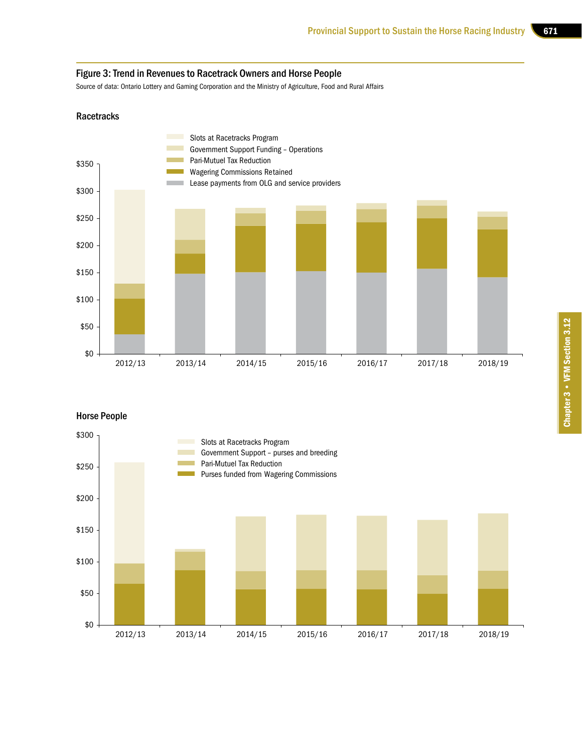### Figure 3: Trend in Revenues to Racetrack Owners and Horse People

Source of data: Ontario Lottery and Gaming Corporation and the Ministry of Agriculture, Food and Rural Affairs

**Racetracks**

Legend:
- Slots at Racetracks Program
- Government Support Funding – Operations
- Pari-Mutuel Tax Reduction
- Wagering Commissions Retained
- Lease payments from OLG and service providers

Y-axis: $0, $50, $100, $150, $200, $250, $300, $350

X-axis: 2012/13, 2013/14, 2014/15, 2015/16, 2016/17, 2017/18, 2018/19

**Horse People**

Legend:
- Slots at Racetracks Program
- Government Support – purses and breeding
- Pari-Mutuel Tax Reduction
- Purses funded from Wagering Commissions

Y-axis: $0, $50, $100, $150, $200, $250, $300

X-axis: 2012/13, 2013/14, 2014/15, 2015/16, 2016/17, 2017/18, 2018/19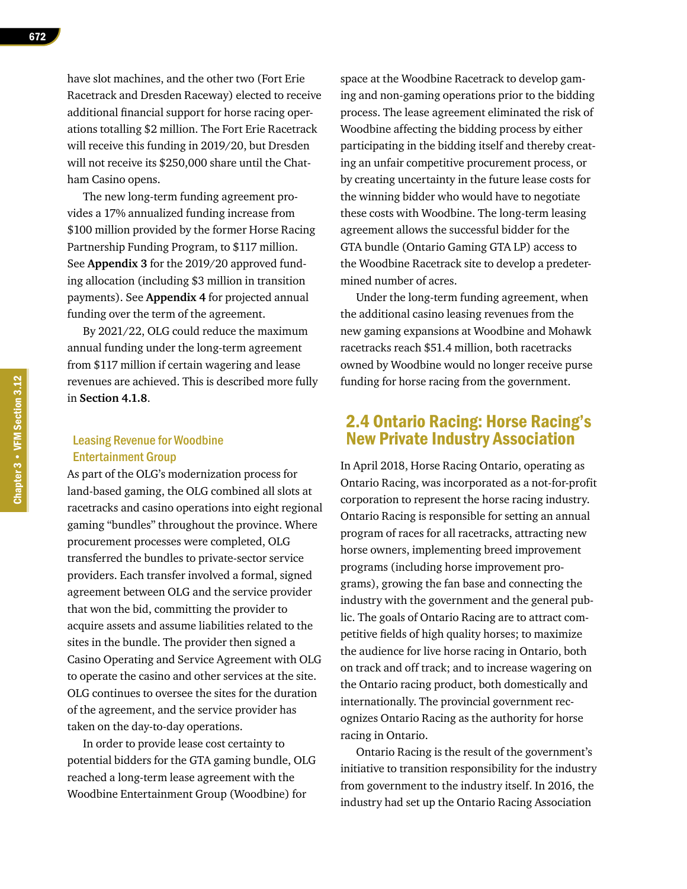have slot machines, and the other two (Fort Erie Racetrack and Dresden Raceway) elected to receive additional financial support for horse racing operations totalling $2 million. The Fort Erie Racetrack will receive this funding in 2019/20, but Dresden will not receive its $250,000 share until the Chatham Casino opens.

The new long-term funding agreement provides a 17% annualized funding increase from $100 million provided by the former Horse Racing Partnership Funding Program, to $117 million. See **Appendix 3** for the 2019/20 approved funding allocation (including $3 million in transition payments). See **Appendix 4** for projected annual funding over the term of the agreement.

By 2021/22, OLG could reduce the maximum annual funding under the long-term agreement from $117 million if certain wagering and lease revenues are achieved. This is described more fully in **Section 4.1.8**.

### Leasing Revenue for Woodbine Entertainment Group

As part of the OLG's modernization process for land-based gaming, the OLG combined all slots at racetracks and casino operations into eight regional gaming "bundles" throughout the province. Where procurement processes were completed, OLG transferred the bundles to private-sector service providers. Each transfer involved a formal, signed agreement between OLG and the service provider that won the bid, committing the provider to acquire assets and assume liabilities related to the sites in the bundle. The provider then signed a Casino Operating and Service Agreement with OLG to operate the casino and other services at the site. OLG continues to oversee the sites for the duration of the agreement, and the service provider has taken on the day-to-day operations.

In order to provide lease cost certainty to potential bidders for the GTA gaming bundle, OLG reached a long-term lease agreement with the Woodbine Entertainment Group (Woodbine) for space at the Woodbine Racetrack to develop gaming and non-gaming operations prior to the bidding process. The lease agreement eliminated the risk of Woodbine affecting the bidding process by either participating in the bidding itself and thereby creating an unfair competitive procurement process, or by creating uncertainty in the future lease costs for the winning bidder who would have to negotiate these costs with Woodbine. The long-term leasing agreement allows the successful bidder for the GTA bundle (Ontario Gaming GTA LP) access to the Woodbine Racetrack site to develop a predetermined number of acres.

Under the long-term funding agreement, when the additional casino leasing revenues from the new gaming expansions at Woodbine and Mohawk racetracks reach $51.4 million, both racetracks owned by Woodbine would no longer receive purse funding for horse racing from the government.

## 2.4 Ontario Racing: Horse Racing's New Private Industry Association

In April 2018, Horse Racing Ontario, operating as Ontario Racing, was incorporated as a not-for-profit corporation to represent the horse racing industry. Ontario Racing is responsible for setting an annual program of races for all racetracks, attracting new horse owners, implementing breed improvement programs (including horse improvement programs), growing the fan base and connecting the industry with the government and the general public. The goals of Ontario Racing are to attract competitive fields of high quality horses; to maximize the audience for live horse racing in Ontario, both on track and off track; and to increase wagering on the Ontario racing product, both domestically and internationally. The provincial government recognizes Ontario Racing as the authority for horse racing in Ontario.

Ontario Racing is the result of the government's initiative to transition responsibility for the industry from government to the industry itself. In 2016, the industry had set up the Ontario Racing Association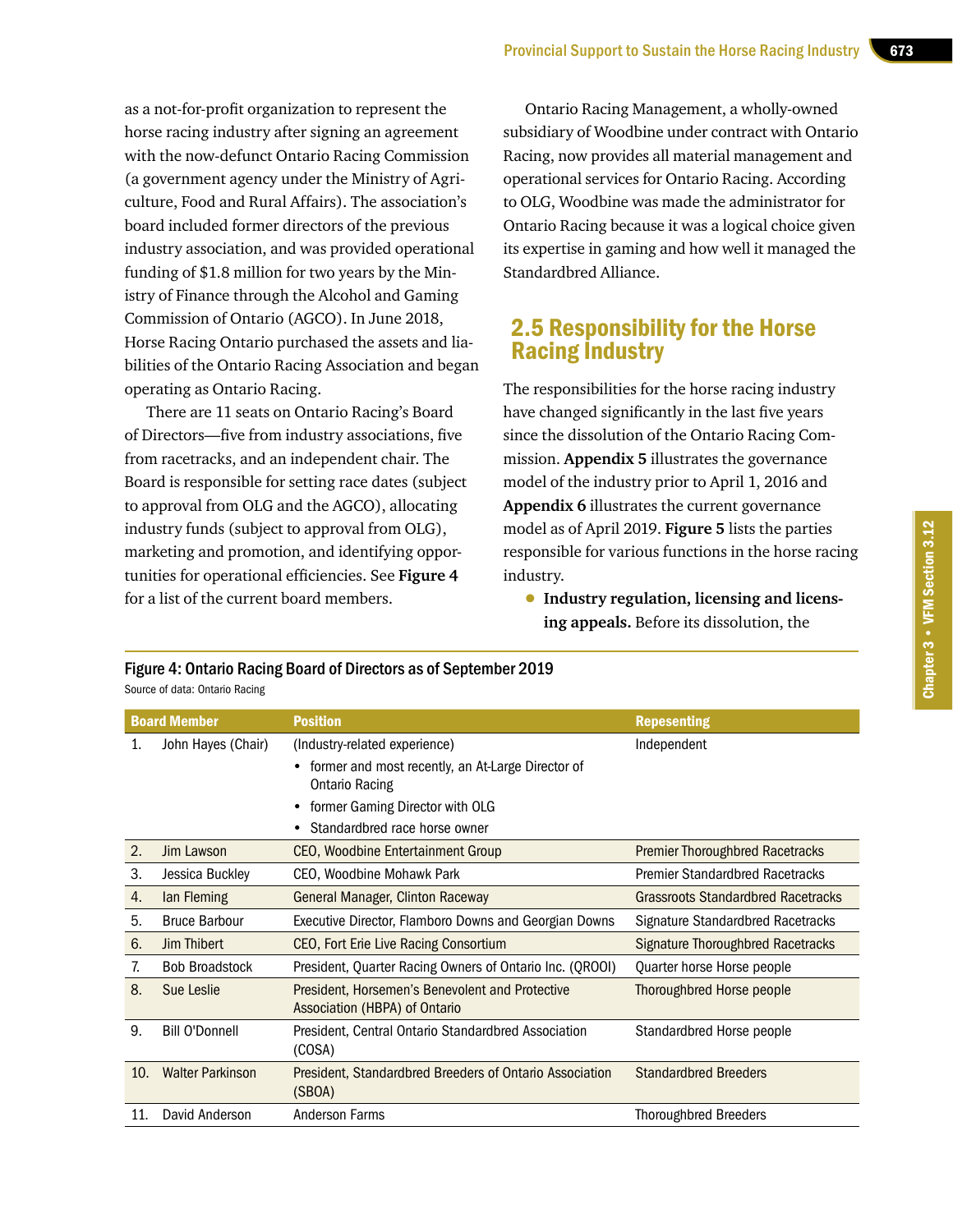as a not-for-profit organization to represent the horse racing industry after signing an agreement with the now-defunct Ontario Racing Commission (a government agency under the Ministry of Agriculture, Food and Rural Affairs). The association's board included former directors of the previous industry association, and was provided operational funding of $1.8 million for two years by the Ministry of Finance through the Alcohol and Gaming Commission of Ontario (AGCO). In June 2018, Horse Racing Ontario purchased the assets and liabilities of the Ontario Racing Association and began operating as Ontario Racing.

There are 11 seats on Ontario Racing's Board of Directors—five from industry associations, five from racetracks, and an independent chair. The Board is responsible for setting race dates (subject to approval from OLG and the AGCO), allocating industry funds (subject to approval from OLG), marketing and promotion, and identifying opportunities for operational efficiencies. See **Figure 4** for a list of the current board members.

Ontario Racing Management, a wholly-owned subsidiary of Woodbine under contract with Ontario Racing, now provides all material management and operational services for Ontario Racing. According to OLG, Woodbine was made the administrator for Ontario Racing because it was a logical choice given its expertise in gaming and how well it managed the Standardbred Alliance.

## 2.5 Responsibility for the Horse Racing Industry

The responsibilities for the horse racing industry have changed significantly in the last five years since the dissolution of the Ontario Racing Commission. **Appendix 5** illustrates the governance model of the industry prior to April 1, 2016 and **Appendix 6** illustrates the current governance model as of April 2019. **Figure 5** lists the parties responsible for various functions in the horse racing industry.

- **Industry regulation, licensing and licensing appeals.** Before its dissolution, the

**Figure 4: Ontario Racing Board of Directors as of September 2019**
Source of data: Ontario Racing

| | Board Member | Position | Repesenting |
|---|---|---|---|
| 1. | John Hayes (Chair) | (Industry-related experience)<br>• former and most recently, an At-Large Director of Ontario Racing<br>• former Gaming Director with OLG<br>• Standardbred race horse owner | Independent |
| 2. | Jim Lawson | CEO, Woodbine Entertainment Group | Premier Thoroughbred Racetracks |
| 3. | Jessica Buckley | CEO, Woodbine Mohawk Park | Premier Standardbred Racetracks |
| 4. | Ian Fleming | General Manager, Clinton Raceway | Grassroots Standardbred Racetracks |
| 5. | Bruce Barbour | Executive Director, Flamboro Downs and Georgian Downs | Signature Standardbred Racetracks |
| 6. | Jim Thibert | CEO, Fort Erie Live Racing Consortium | Signature Thoroughbred Racetracks |
| 7. | Bob Broadstock | President, Quarter Racing Owners of Ontario Inc. (QROOI) | Quarter horse Horse people |
| 8. | Sue Leslie | President, Horsemen's Benevolent and Protective Association (HBPA) of Ontario | Thoroughbred Horse people |
| 9. | Bill O'Donnell | President, Central Ontario Standardbred Association (COSA) | Standardbred Horse people |
| 10. | Walter Parkinson | President, Standardbred Breeders of Ontario Association (SBOA) | Standardbred Breeders |
| 11. | David Anderson | Anderson Farms | Thoroughbred Breeders |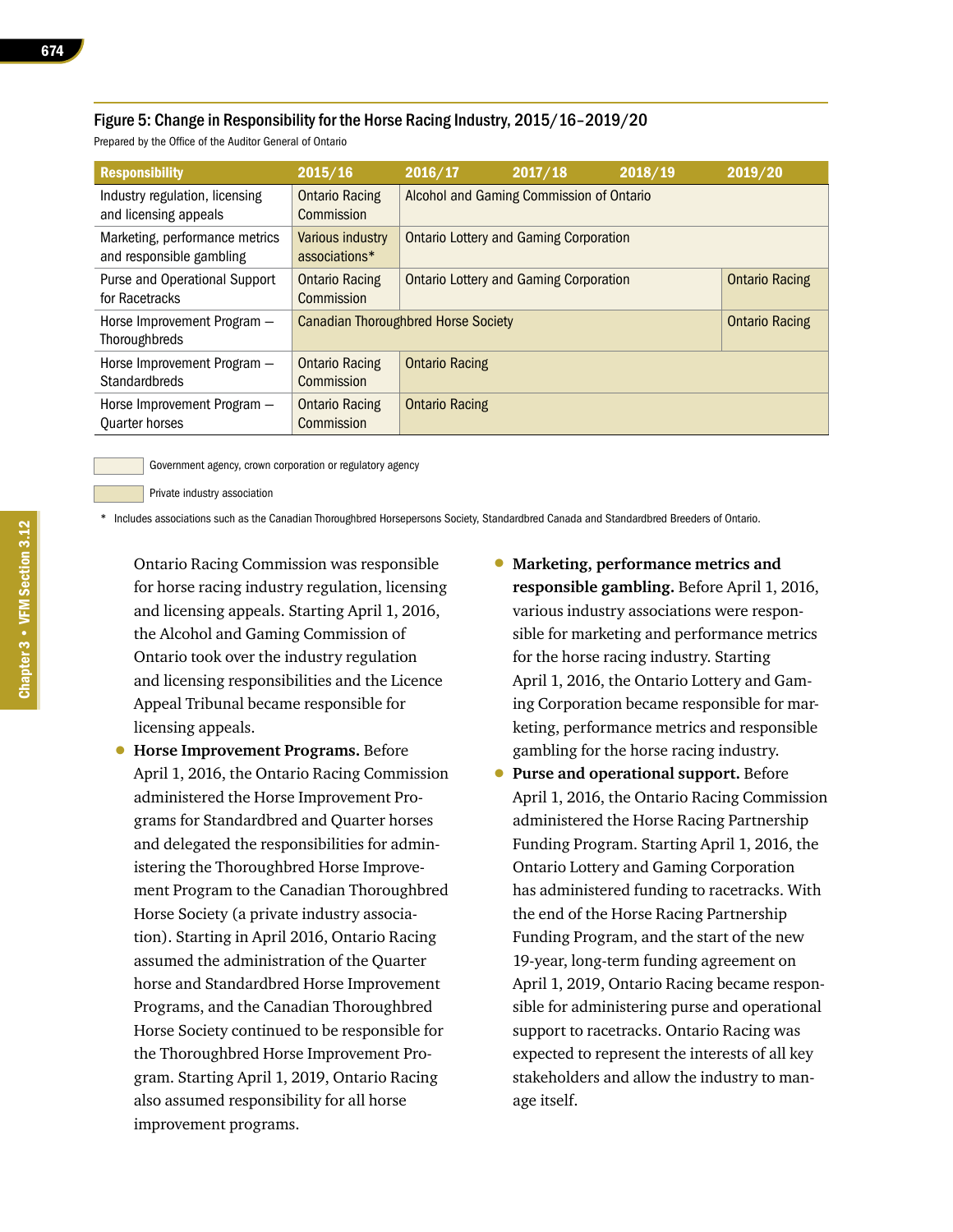### Figure 5: Change in Responsibility for the Horse Racing Industry, 2015/16–2019/20

Prepared by the Office of the Auditor General of Ontario

| Responsibility | 2015/16 | 2016/17 | 2017/18 | 2018/19 | 2019/20 |
|---|---|---|---|---|---|
| Industry regulation, licensing and licensing appeals | Ontario Racing Commission | Alcohol and Gaming Commission of Ontario | | | |
| Marketing, performance metrics and responsible gambling | Various industry associations* | Ontario Lottery and Gaming Corporation | | | |
| Purse and Operational Support for Racetracks | Ontario Racing Commission | Ontario Lottery and Gaming Corporation | | | Ontario Racing |
| Horse Improvement Program — Thoroughbreds | Canadian Thoroughbred Horse Society | | | | Ontario Racing |
| Horse Improvement Program — Standardbreds | Ontario Racing Commission | Ontario Racing | | | |
| Horse Improvement Program — Quarter horses | Ontario Racing Commission | Ontario Racing | | | |

Government agency, crown corporation or regulatory agency

Private industry association

\* Includes associations such as the Canadian Thoroughbred Horsepersons Society, Standardbred Canada and Standardbred Breeders of Ontario.

Ontario Racing Commission was responsible for horse racing industry regulation, licensing and licensing appeals. Starting April 1, 2016, the Alcohol and Gaming Commission of Ontario took over the industry regulation and licensing responsibilities and the Licence Appeal Tribunal became responsible for licensing appeals.

- **Horse Improvement Programs.** Before April 1, 2016, the Ontario Racing Commission administered the Horse Improvement Programs for Standardbred and Quarter horses and delegated the responsibilities for administering the Thoroughbred Horse Improvement Program to the Canadian Thoroughbred Horse Society (a private industry association). Starting in April 2016, Ontario Racing assumed the administration of the Quarter horse and Standardbred Horse Improvement Programs, and the Canadian Thoroughbred Horse Society continued to be responsible for the Thoroughbred Horse Improvement Program. Starting April 1, 2019, Ontario Racing also assumed responsibility for all horse improvement programs.
- **Marketing, performance metrics and responsible gambling.** Before April 1, 2016, various industry associations were responsible for marketing and performance metrics for the horse racing industry. Starting April 1, 2016, the Ontario Lottery and Gaming Corporation became responsible for marketing, performance metrics and responsible gambling for the horse racing industry.
- **Purse and operational support.** Before April 1, 2016, the Ontario Racing Commission administered the Horse Racing Partnership Funding Program. Starting April 1, 2016, the Ontario Lottery and Gaming Corporation has administered funding to racetracks. With the end of the Horse Racing Partnership Funding Program, and the start of the new 19-year, long-term funding agreement on April 1, 2019, Ontario Racing became responsible for administering purse and operational support to racetracks. Ontario Racing was expected to represent the interests of all key stakeholders and allow the industry to manage itself.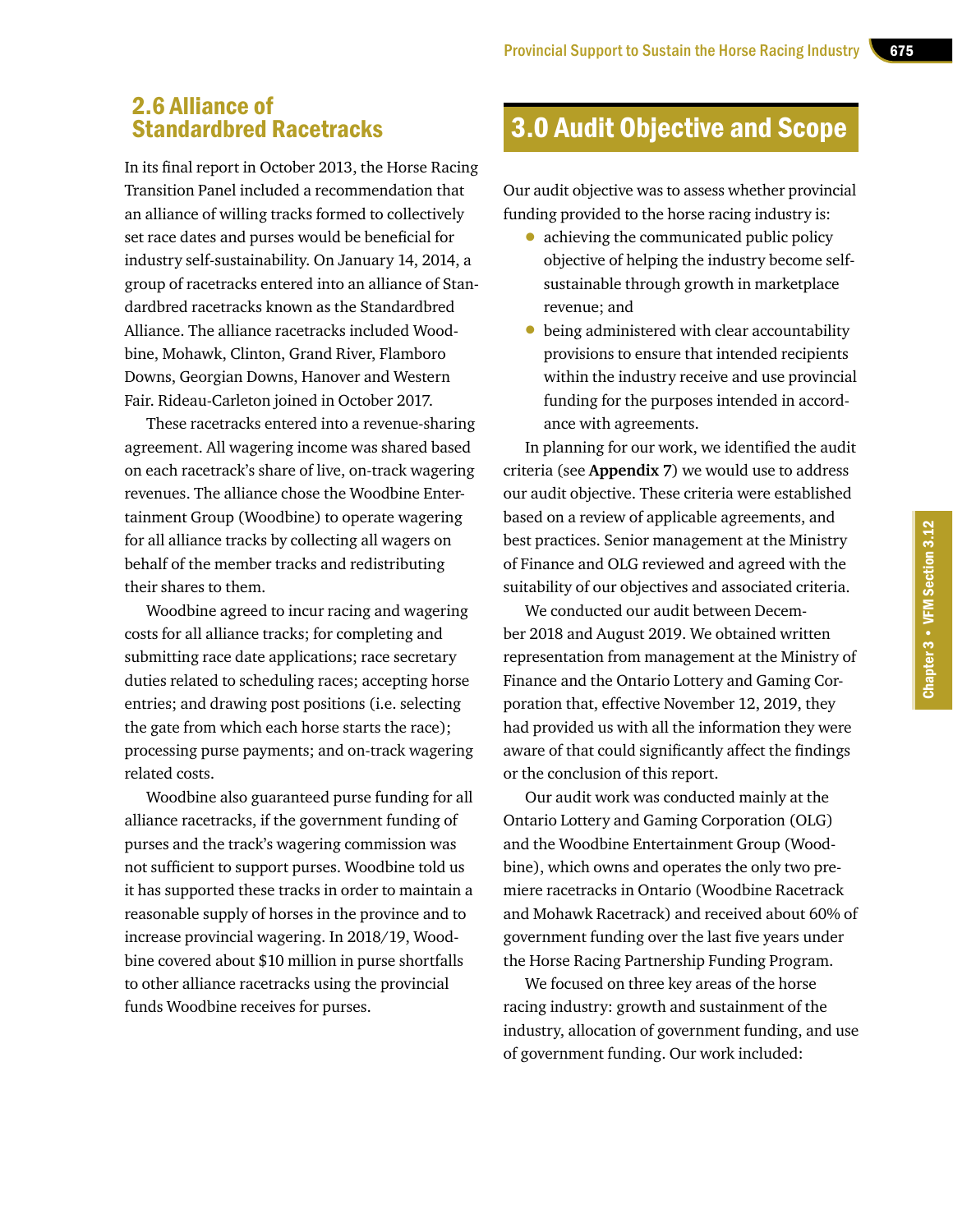## 2.6 Alliance of Standardbred Racetracks

In its final report in October 2013, the Horse Racing Transition Panel included a recommendation that an alliance of willing tracks formed to collectively set race dates and purses would be beneficial for industry self-sustainability. On January 14, 2014, a group of racetracks entered into an alliance of Standardbred racetracks known as the Standardbred Alliance. The alliance racetracks included Woodbine, Mohawk, Clinton, Grand River, Flamboro Downs, Georgian Downs, Hanover and Western Fair. Rideau-Carleton joined in October 2017.

These racetracks entered into a revenue-sharing agreement. All wagering income was shared based on each racetrack's share of live, on-track wagering revenues. The alliance chose the Woodbine Entertainment Group (Woodbine) to operate wagering for all alliance tracks by collecting all wagers on behalf of the member tracks and redistributing their shares to them.

Woodbine agreed to incur racing and wagering costs for all alliance tracks; for completing and submitting race date applications; race secretary duties related to scheduling races; accepting horse entries; and drawing post positions (i.e. selecting the gate from which each horse starts the race); processing purse payments; and on-track wagering related costs.

Woodbine also guaranteed purse funding for all alliance racetracks, if the government funding of purses and the track's wagering commission was not sufficient to support purses. Woodbine told us it has supported these tracks in order to maintain a reasonable supply of horses in the province and to increase provincial wagering. In 2018/19, Woodbine covered about $10 million in purse shortfalls to other alliance racetracks using the provincial funds Woodbine receives for purses.

# 3.0 Audit Objective and Scope

Our audit objective was to assess whether provincial funding provided to the horse racing industry is:

- achieving the communicated public policy objective of helping the industry become self-sustainable through growth in marketplace revenue; and
- being administered with clear accountability provisions to ensure that intended recipients within the industry receive and use provincial funding for the purposes intended in accordance with agreements.

In planning for our work, we identified the audit criteria (see **Appendix 7**) we would use to address our audit objective. These criteria were established based on a review of applicable agreements, and best practices. Senior management at the Ministry of Finance and OLG reviewed and agreed with the suitability of our objectives and associated criteria.

We conducted our audit between December 2018 and August 2019. We obtained written representation from management at the Ministry of Finance and the Ontario Lottery and Gaming Corporation that, effective November 12, 2019, they had provided us with all the information they were aware of that could significantly affect the findings or the conclusion of this report.

Our audit work was conducted mainly at the Ontario Lottery and Gaming Corporation (OLG) and the Woodbine Entertainment Group (Woodbine), which owns and operates the only two premiere racetracks in Ontario (Woodbine Racetrack and Mohawk Racetrack) and received about 60% of government funding over the last five years under the Horse Racing Partnership Funding Program.

We focused on three key areas of the horse racing industry: growth and sustainment of the industry, allocation of government funding, and use of government funding. Our work included: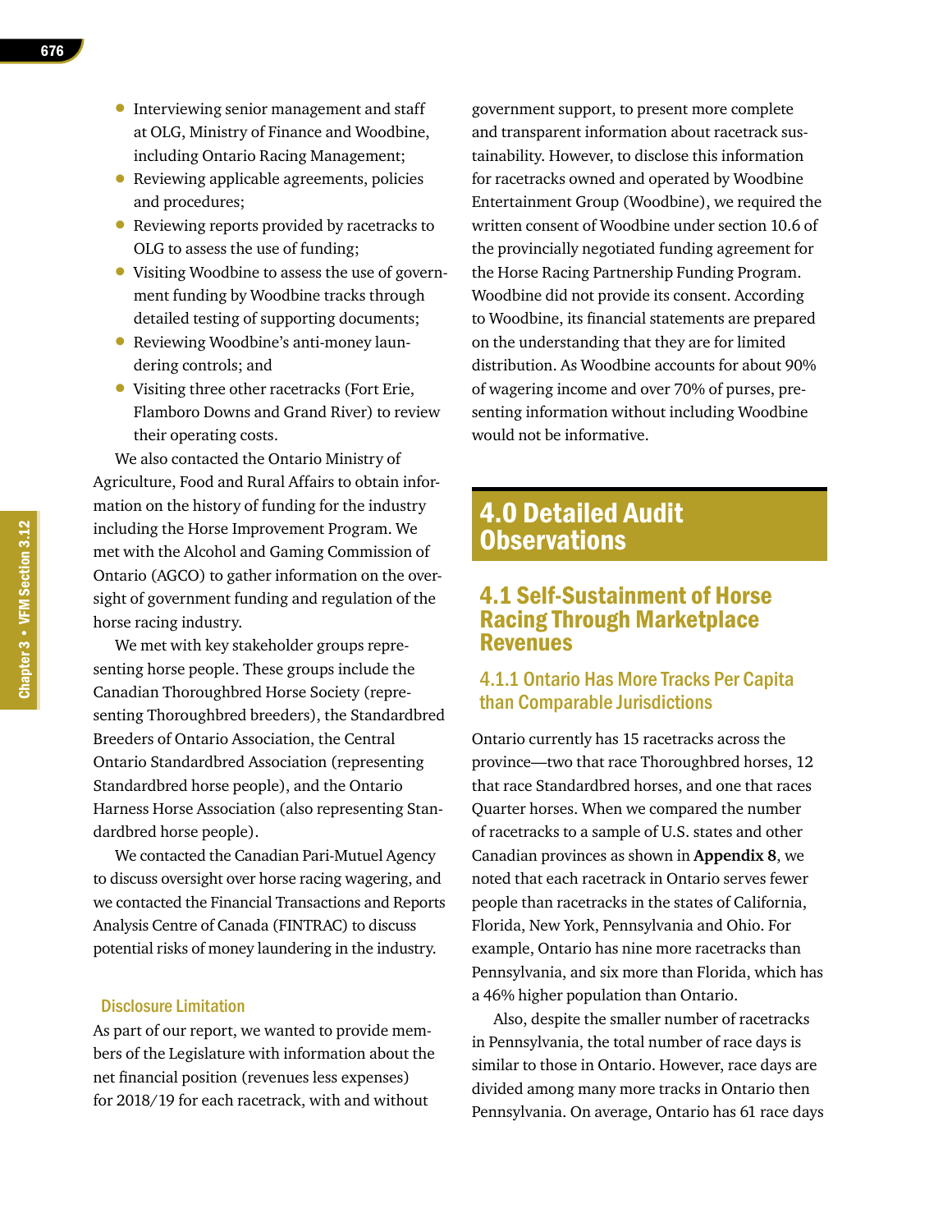- Interviewing senior management and staff at OLG, Ministry of Finance and Woodbine, including Ontario Racing Management;
- Reviewing applicable agreements, policies and procedures;
- Reviewing reports provided by racetracks to OLG to assess the use of funding;
- Visiting Woodbine to assess the use of government funding by Woodbine tracks through detailed testing of supporting documents;
- Reviewing Woodbine's anti-money laundering controls; and
- Visiting three other racetracks (Fort Erie, Flamboro Downs and Grand River) to review their operating costs.

We also contacted the Ontario Ministry of Agriculture, Food and Rural Affairs to obtain information on the history of funding for the industry including the Horse Improvement Program. We met with the Alcohol and Gaming Commission of Ontario (AGCO) to gather information on the oversight of government funding and regulation of the horse racing industry.

We met with key stakeholder groups representing horse people. These groups include the Canadian Thoroughbred Horse Society (representing Thoroughbred breeders), the Standardbred Breeders of Ontario Association, the Central Ontario Standardbred Association (representing Standardbred horse people), and the Ontario Harness Horse Association (also representing Standardbred horse people).

We contacted the Canadian Pari-Mutuel Agency to discuss oversight over horse racing wagering, and we contacted the Financial Transactions and Reports Analysis Centre of Canada (FINTRAC) to discuss potential risks of money laundering in the industry.

### Disclosure Limitation

As part of our report, we wanted to provide members of the Legislature with information about the net financial position (revenues less expenses) for 2018/19 for each racetrack, with and without government support, to present more complete and transparent information about racetrack sustainability. However, to disclose this information for racetracks owned and operated by Woodbine Entertainment Group (Woodbine), we required the written consent of Woodbine under section 10.6 of the provincially negotiated funding agreement for the Horse Racing Partnership Funding Program. Woodbine did not provide its consent. According to Woodbine, its financial statements are prepared on the understanding that they are for limited distribution. As Woodbine accounts for about 90% of wagering income and over 70% of purses, presenting information without including Woodbine would not be informative.

# 4.0 Detailed Audit Observations

## 4.1 Self-Sustainment of Horse Racing Through Marketplace Revenues

### 4.1.1 Ontario Has More Tracks Per Capita than Comparable Jurisdictions

Ontario currently has 15 racetracks across the province—two that race Thoroughbred horses, 12 that race Standardbred horses, and one that races Quarter horses. When we compared the number of racetracks to a sample of U.S. states and other Canadian provinces as shown in **Appendix 8**, we noted that each racetrack in Ontario serves fewer people than racetracks in the states of California, Florida, New York, Pennsylvania and Ohio. For example, Ontario has nine more racetracks than Pennsylvania, and six more than Florida, which has a 46% higher population than Ontario.

Also, despite the smaller number of racetracks in Pennsylvania, the total number of race days is similar to those in Ontario. However, race days are divided among many more tracks in Ontario then Pennsylvania. On average, Ontario has 61 race days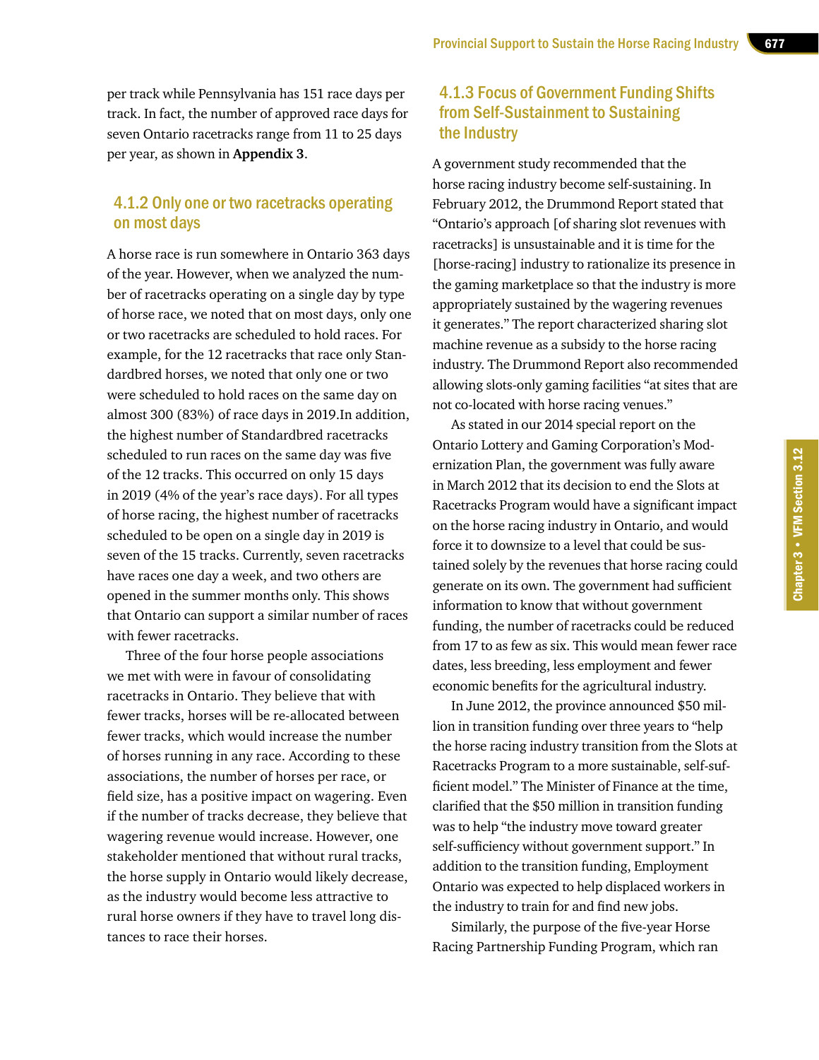per track while Pennsylvania has 151 race days per track. In fact, the number of approved race days for seven Ontario racetracks range from 11 to 25 days per year, as shown in **Appendix 3**.

### 4.1.2 Only one or two racetracks operating on most days

A horse race is run somewhere in Ontario 363 days of the year. However, when we analyzed the number of racetracks operating on a single day by type of horse race, we noted that on most days, only one or two racetracks are scheduled to hold races. For example, for the 12 racetracks that race only Standardbred horses, we noted that only one or two were scheduled to hold races on the same day on almost 300 (83%) of race days in 2019.In addition, the highest number of Standardbred racetracks scheduled to run races on the same day was five of the 12 tracks. This occurred on only 15 days in 2019 (4% of the year's race days). For all types of horse racing, the highest number of racetracks scheduled to be open on a single day in 2019 is seven of the 15 tracks. Currently, seven racetracks have races one day a week, and two others are opened in the summer months only. This shows that Ontario can support a similar number of races with fewer racetracks.

Three of the four horse people associations we met with were in favour of consolidating racetracks in Ontario. They believe that with fewer tracks, horses will be re-allocated between fewer tracks, which would increase the number of horses running in any race. According to these associations, the number of horses per race, or field size, has a positive impact on wagering. Even if the number of tracks decrease, they believe that wagering revenue would increase. However, one stakeholder mentioned that without rural tracks, the horse supply in Ontario would likely decrease, as the industry would become less attractive to rural horse owners if they have to travel long distances to race their horses.

### 4.1.3 Focus of Government Funding Shifts from Self-Sustainment to Sustaining the Industry

A government study recommended that the horse racing industry become self-sustaining. In February 2012, the Drummond Report stated that "Ontario's approach [of sharing slot revenues with racetracks] is unsustainable and it is time for the [horse-racing] industry to rationalize its presence in the gaming marketplace so that the industry is more appropriately sustained by the wagering revenues it generates." The report characterized sharing slot machine revenue as a subsidy to the horse racing industry. The Drummond Report also recommended allowing slots-only gaming facilities "at sites that are not co-located with horse racing venues."

As stated in our 2014 special report on the Ontario Lottery and Gaming Corporation's Modernization Plan, the government was fully aware in March 2012 that its decision to end the Slots at Racetracks Program would have a significant impact on the horse racing industry in Ontario, and would force it to downsize to a level that could be sustained solely by the revenues that horse racing could generate on its own. The government had sufficient information to know that without government funding, the number of racetracks could be reduced from 17 to as few as six. This would mean fewer race dates, less breeding, less employment and fewer economic benefits for the agricultural industry.

In June 2012, the province announced $50 million in transition funding over three years to "help the horse racing industry transition from the Slots at Racetracks Program to a more sustainable, self-sufficient model." The Minister of Finance at the time, clarified that the $50 million in transition funding was to help "the industry move toward greater self-sufficiency without government support." In addition to the transition funding, Employment Ontario was expected to help displaced workers in the industry to train for and find new jobs.

Similarly, the purpose of the five-year Horse Racing Partnership Funding Program, which ran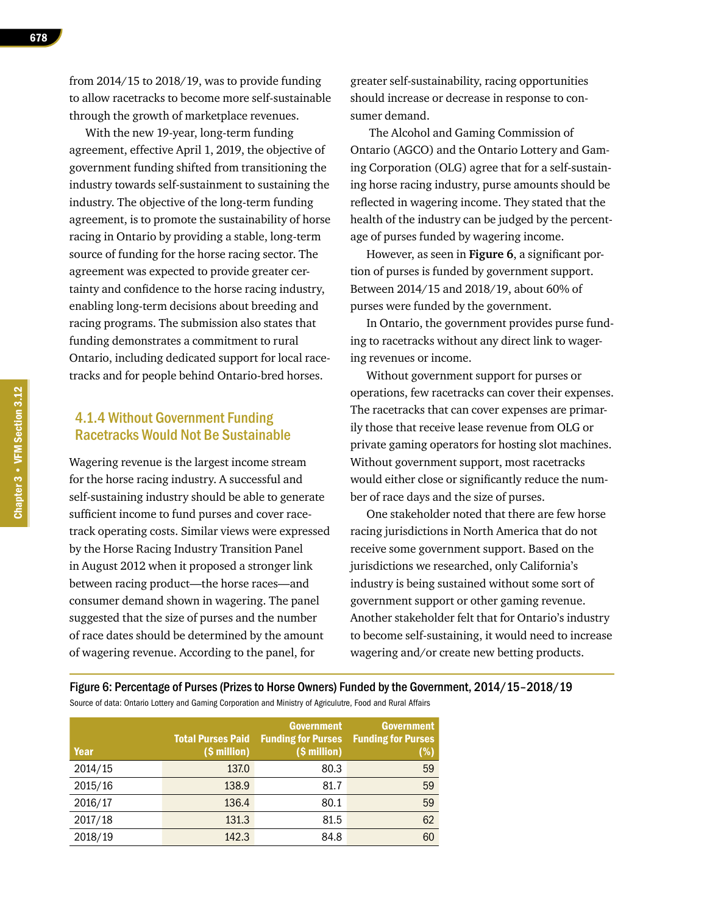from 2014/15 to 2018/19, was to provide funding to allow racetracks to become more self-sustainable through the growth of marketplace revenues.

With the new 19-year, long-term funding agreement, effective April 1, 2019, the objective of government funding shifted from transitioning the industry towards self-sustainment to sustaining the industry. The objective of the long-term funding agreement, is to promote the sustainability of horse racing in Ontario by providing a stable, long-term source of funding for the horse racing sector. The agreement was expected to provide greater certainty and confidence to the horse racing industry, enabling long-term decisions about breeding and racing programs. The submission also states that funding demonstrates a commitment to rural Ontario, including dedicated support for local racetracks and for people behind Ontario-bred horses.

### 4.1.4 Without Government Funding Racetracks Would Not Be Sustainable

Wagering revenue is the largest income stream for the horse racing industry. A successful and self-sustaining industry should be able to generate sufficient income to fund purses and cover racetrack operating costs. Similar views were expressed by the Horse Racing Industry Transition Panel in August 2012 when it proposed a stronger link between racing product—the horse races—and consumer demand shown in wagering. The panel suggested that the size of purses and the number of race dates should be determined by the amount of wagering revenue. According to the panel, for greater self-sustainability, racing opportunities should increase or decrease in response to consumer demand.

The Alcohol and Gaming Commission of Ontario (AGCO) and the Ontario Lottery and Gaming Corporation (OLG) agree that for a self-sustaining horse racing industry, purse amounts should be reflected in wagering income. They stated that the health of the industry can be judged by the percentage of purses funded by wagering income.

However, as seen in **Figure 6**, a significant portion of purses is funded by government support. Between 2014/15 and 2018/19, about 60% of purses were funded by the government.

In Ontario, the government provides purse funding to racetracks without any direct link to wagering revenues or income.

Without government support for purses or operations, few racetracks can cover their expenses. The racetracks that can cover expenses are primarily those that receive lease revenue from OLG or private gaming operators for hosting slot machines. Without government support, most racetracks would either close or significantly reduce the number of race days and the size of purses.

One stakeholder noted that there are few horse racing jurisdictions in North America that do not receive some government support. Based on the jurisdictions we researched, only California's industry is being sustained without some sort of government support or other gaming revenue. Another stakeholder felt that for Ontario's industry to become self-sustaining, it would need to increase wagering and/or create new betting products.

**Figure 6: Percentage of Purses (Prizes to Horse Owners) Funded by the Government, 2014/15–2018/19**

Source of data: Ontario Lottery and Gaming Corporation and Ministry of Agriculutre, Food and Rural Affairs

| Year | Total Purses Paid ($ million) | Government Funding for Purses ($ million) | Government Funding for Purses (%) |
|---|---|---|---|
| 2014/15 | 137.0 | 80.3 | 59 |
| 2015/16 | 138.9 | 81.7 | 59 |
| 2016/17 | 136.4 | 80.1 | 59 |
| 2017/18 | 131.3 | 81.5 | 62 |
| 2018/19 | 142.3 | 84.8 | 60 |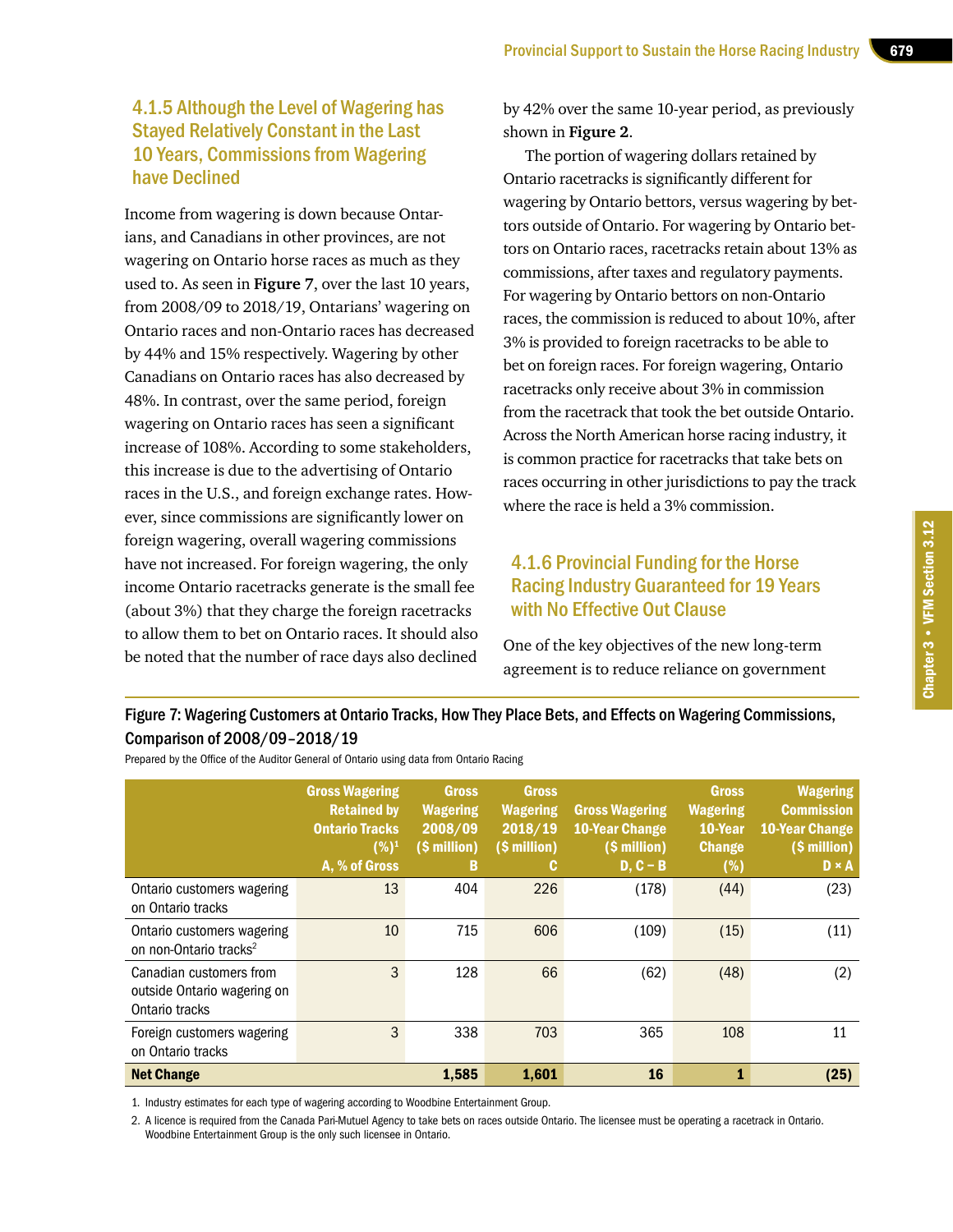### 4.1.5 Although the Level of Wagering has Stayed Relatively Constant in the Last 10 Years, Commissions from Wagering have Declined

Income from wagering is down because Ontarians, and Canadians in other provinces, are not wagering on Ontario horse races as much as they used to. As seen in **Figure 7**, over the last 10 years, from 2008/09 to 2018/19, Ontarians' wagering on Ontario races and non-Ontario races has decreased by 44% and 15% respectively. Wagering by other Canadians on Ontario races has also decreased by 48%. In contrast, over the same period, foreign wagering on Ontario races has seen a significant increase of 108%. According to some stakeholders, this increase is due to the advertising of Ontario races in the U.S., and foreign exchange rates. However, since commissions are significantly lower on foreign wagering, overall wagering commissions have not increased. For foreign wagering, the only income Ontario racetracks generate is the small fee (about 3%) that they charge the foreign racetracks to allow them to bet on Ontario races. It should also be noted that the number of race days also declined by 42% over the same 10-year period, as previously shown in **Figure 2**.

The portion of wagering dollars retained by Ontario racetracks is significantly different for wagering by Ontario bettors, versus wagering by bettors outside of Ontario. For wagering by Ontario bettors on Ontario races, racetracks retain about 13% as commissions, after taxes and regulatory payments. For wagering by Ontario bettors on non-Ontario races, the commission is reduced to about 10%, after 3% is provided to foreign racetracks to be able to bet on foreign races. For foreign wagering, Ontario racetracks only receive about 3% in commission from the racetrack that took the bet outside Ontario. Across the North American horse racing industry, it is common practice for racetracks that take bets on races occurring in other jurisdictions to pay the track where the race is held a 3% commission.

### 4.1.6 Provincial Funding for the Horse Racing Industry Guaranteed for 19 Years with No Effective Out Clause

One of the key objectives of the new long-term agreement is to reduce reliance on government

**Figure 7: Wagering Customers at Ontario Tracks, How They Place Bets, and Effects on Wagering Commissions, Comparison of 2008/09–2018/19**

Prepared by the Office of the Auditor General of Ontario using data from Ontario Racing

| | Gross Wagering Retained by Ontario Tracks (%)[1] A, % of Gross | Gross Wagering 2008/09 ($ million) B | Gross Wagering 2018/19 ($ million) C | Gross Wagering 10-Year Change ($ million) D, C – B | Gross Wagering 10-Year Change (%) | Wagering Commission 10-Year Change ($ million) D × A |
|---|---|---|---|---|---|---|
| Ontario customers wagering on Ontario tracks | 13 | 404 | 226 | (178) | (44) | (23) |
| Ontario customers wagering on non-Ontario tracks[2] | 10 | 715 | 606 | (109) | (15) | (11) |
| Canadian customers from outside Ontario wagering on Ontario tracks | 3 | 128 | 66 | (62) | (48) | (2) |
| Foreign customers wagering on Ontario tracks | 3 | 338 | 703 | 365 | 108 | 11 |
| **Net Change** | | **1,585** | **1,601** | **16** | **1** | **(25)** |

1. Industry estimates for each type of wagering according to Woodbine Entertainment Group.
2. A licence is required from the Canada Pari-Mutuel Agency to take bets on races outside Ontario. The licensee must be operating a racetrack in Ontario. Woodbine Entertainment Group is the only such licensee in Ontario.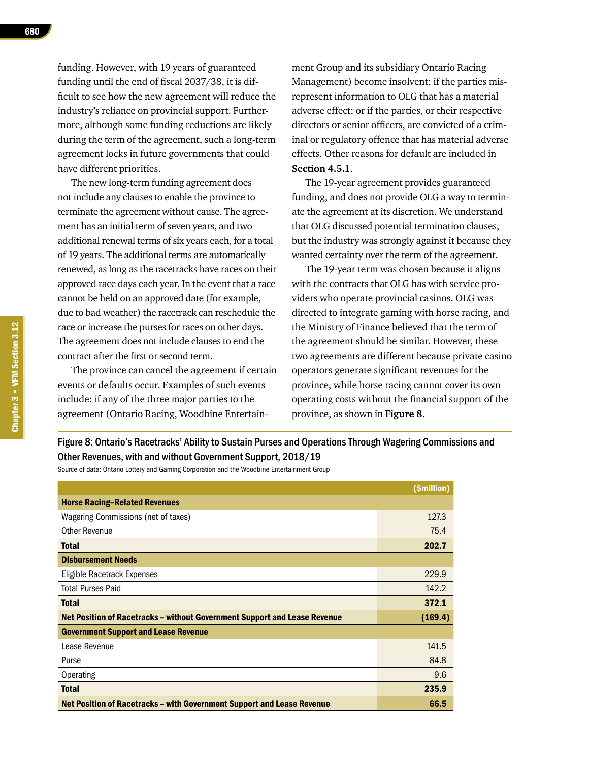funding. However, with 19 years of guaranteed funding until the end of fiscal 2037/38, it is difficult to see how the new agreement will reduce the industry's reliance on provincial support. Furthermore, although some funding reductions are likely during the term of the agreement, such a long-term agreement locks in future governments that could have different priorities.

The new long-term funding agreement does not include any clauses to enable the province to terminate the agreement without cause. The agreement has an initial term of seven years, and two additional renewal terms of six years each, for a total of 19 years. The additional terms are automatically renewed, as long as the racetracks have races on their approved race days each year. In the event that a race cannot be held on an approved date (for example, due to bad weather) the racetrack can reschedule the race or increase the purses for races on other days. The agreement does not include clauses to end the contract after the first or second term.

The province can cancel the agreement if certain events or defaults occur. Examples of such events include: if any of the three major parties to the agreement (Ontario Racing, Woodbine Entertainment Group and its subsidiary Ontario Racing Management) become insolvent; if the parties misrepresent information to OLG that has a material adverse effect; or if the parties, or their respective directors or senior officers, are convicted of a criminal or regulatory offence that has material adverse effects. Other reasons for default are included in **Section 4.5.1**.

The 19-year agreement provides guaranteed funding, and does not provide OLG a way to terminate the agreement at its discretion. We understand that OLG discussed potential termination clauses, but the industry was strongly against it because they wanted certainty over the term of the agreement.

The 19-year term was chosen because it aligns with the contracts that OLG has with service providers who operate provincial casinos. OLG was directed to integrate gaming with horse racing, and the Ministry of Finance believed that the term of the agreement should be similar. However, these two agreements are different because private casino operators generate significant revenues for the province, while horse racing cannot cover its own operating costs without the financial support of the province, as shown in **Figure 8**.

Figure 8: Ontario's Racetracks' Ability to Sustain Purses and Operations Through Wagering Commissions and Other Revenues, with and without Government Support, 2018/19

Source of data: Ontario Lottery and Gaming Corporation and the Woodbine Entertainment Group

| | ($million) |
|---|---|
| **Horse Racing–Related Revenues** | |
| Wagering Commissions (net of taxes) | 127.3 |
| Other Revenue | 75.4 |
| **Total** | **202.7** |
| **Disbursement Needs** | |
| Eligible Racetrack Expenses | 229.9 |
| Total Purses Paid | 142.2 |
| **Total** | **372.1** |
| **Net Position of Racetracks – without Government Support and Lease Revenue** | **(169.4)** |
| **Government Support and Lease Revenue** | |
| Lease Revenue | 141.5 |
| Purse | 84.8 |
| Operating | 9.6 |
| **Total** | **235.9** |
| **Net Position of Racetracks – with Government Support and Lease Revenue** | **66.5** |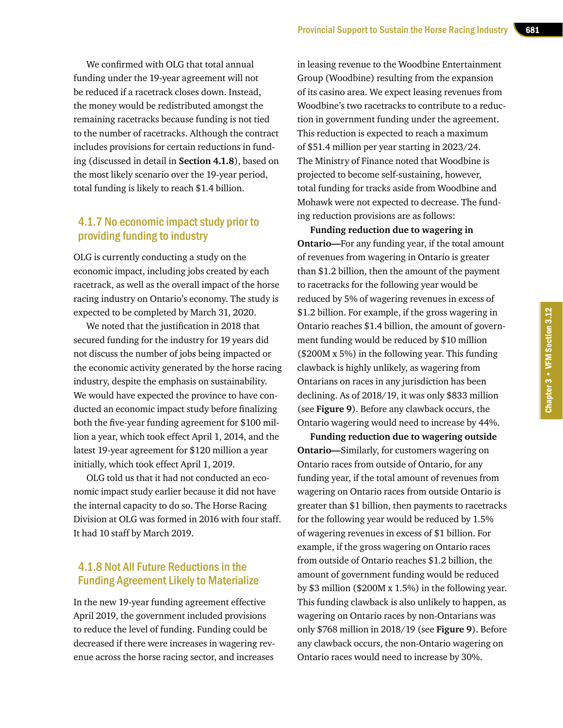We confirmed with OLG that total annual funding under the 19-year agreement will not be reduced if a racetrack closes down. Instead, the money would be redistributed amongst the remaining racetracks because funding is not tied to the number of racetracks. Although the contract includes provisions for certain reductions in funding (discussed in detail in **Section 4.1.8**), based on the most likely scenario over the 19-year period, total funding is likely to reach $1.4 billion.

### 4.1.7 No economic impact study prior to providing funding to industry

OLG is currently conducting a study on the economic impact, including jobs created by each racetrack, as well as the overall impact of the horse racing industry on Ontario's economy. The study is expected to be completed by March 31, 2020.

We noted that the justification in 2018 that secured funding for the industry for 19 years did not discuss the number of jobs being impacted or the economic activity generated by the horse racing industry, despite the emphasis on sustainability. We would have expected the province to have conducted an economic impact study before finalizing both the five-year funding agreement for $100 million a year, which took effect April 1, 2014, and the latest 19-year agreement for $120 million a year initially, which took effect April 1, 2019.

OLG told us that it had not conducted an economic impact study earlier because it did not have the internal capacity to do so. The Horse Racing Division at OLG was formed in 2016 with four staff. It had 10 staff by March 2019.

### 4.1.8 Not All Future Reductions in the Funding Agreement Likely to Materialize

In the new 19-year funding agreement effective April 2019, the government included provisions to reduce the level of funding. Funding could be decreased if there were increases in wagering revenue across the horse racing sector, and increases in leasing revenue to the Woodbine Entertainment Group (Woodbine) resulting from the expansion of its casino area. We expect leasing revenues from Woodbine's two racetracks to contribute to a reduction in government funding under the agreement. This reduction is expected to reach a maximum of $51.4 million per year starting in 2023/24. The Ministry of Finance noted that Woodbine is projected to become self-sustaining, however, total funding for tracks aside from Woodbine and Mohawk were not expected to decrease. The funding reduction provisions are as follows:

**Funding reduction due to wagering in Ontario—**For any funding year, if the total amount of revenues from wagering in Ontario is greater than $1.2 billion, then the amount of the payment to racetracks for the following year would be reduced by 5% of wagering revenues in excess of $1.2 billion. For example, if the gross wagering in Ontario reaches $1.4 billion, the amount of government funding would be reduced by $10 million ($200M x 5%) in the following year. This funding clawback is highly unlikely, as wagering from Ontarians on races in any jurisdiction has been declining. As of 2018/19, it was only $833 million (see **Figure 9**). Before any clawback occurs, the Ontario wagering would need to increase by 44%.

**Funding reduction due to wagering outside Ontario—**Similarly, for customers wagering on Ontario races from outside of Ontario, for any funding year, if the total amount of revenues from wagering on Ontario races from outside Ontario is greater than $1 billion, then payments to racetracks for the following year would be reduced by 1.5% of wagering revenues in excess of $1 billion. For example, if the gross wagering on Ontario races from outside of Ontario reaches $1.2 billion, the amount of government funding would be reduced by $3 million ($200M x 1.5%) in the following year. This funding clawback is also unlikely to happen, as wagering on Ontario races by non-Ontarians was only $768 million in 2018/19 (see **Figure 9**). Before any clawback occurs, the non-Ontario wagering on Ontario races would need to increase by 30%.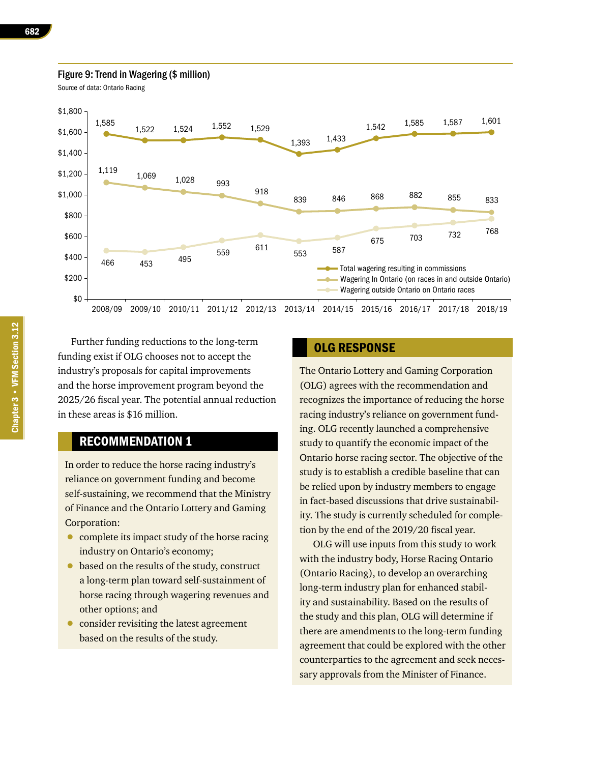Figure 9: Trend in Wagering ($ million)

Source of data: Ontario Racing

| | 2008/09 | 2009/10 | 2010/11 | 2011/12 | 2012/13 | 2013/14 | 2014/15 | 2015/16 | 2016/17 | 2017/18 | 2018/19 |
|---|---|---|---|---|---|---|---|---|---|---|---|
| Total wagering resulting in commissions | 1,585 | 1,522 | 1,524 | 1,552 | 1,529 | 1,393 | 1,433 | 1,542 | 1,585 | 1,587 | 1,601 |
| Wagering In Ontario (on races in and outside Ontario) | 1,119 | 1,069 | 1,028 | 993 | 918 | 839 | 846 | 868 | 882 | 855 | 833 |
| Wagering outside Ontario on Ontario races | 466 | 453 | 495 | 559 | 611 | 553 | 587 | 675 | 703 | 732 | 768 |

Further funding reductions to the long-term funding exist if OLG chooses not to accept the industry's proposals for capital improvements and the horse improvement program beyond the 2025/26 fiscal year. The potential annual reduction in these areas is $16 million.

## RECOMMENDATION 1

In order to reduce the horse racing industry's reliance on government funding and become self-sustaining, we recommend that the Ministry of Finance and the Ontario Lottery and Gaming Corporation:

- complete its impact study of the horse racing industry on Ontario's economy;
- based on the results of the study, construct a long-term plan toward self-sustainment of horse racing through wagering revenues and other options; and
- consider revisiting the latest agreement based on the results of the study.

## OLG RESPONSE

The Ontario Lottery and Gaming Corporation (OLG) agrees with the recommendation and recognizes the importance of reducing the horse racing industry's reliance on government funding. OLG recently launched a comprehensive study to quantify the economic impact of the Ontario horse racing sector. The objective of the study is to establish a credible baseline that can be relied upon by industry members to engage in fact-based discussions that drive sustainability. The study is currently scheduled for completion by the end of the 2019/20 fiscal year.

OLG will use inputs from this study to work with the industry body, Horse Racing Ontario (Ontario Racing), to develop an overarching long-term industry plan for enhanced stability and sustainability. Based on the results of the study and this plan, OLG will determine if there are amendments to the long-term funding agreement that could be explored with the other counterparties to the agreement and seek necessary approvals from the Minister of Finance.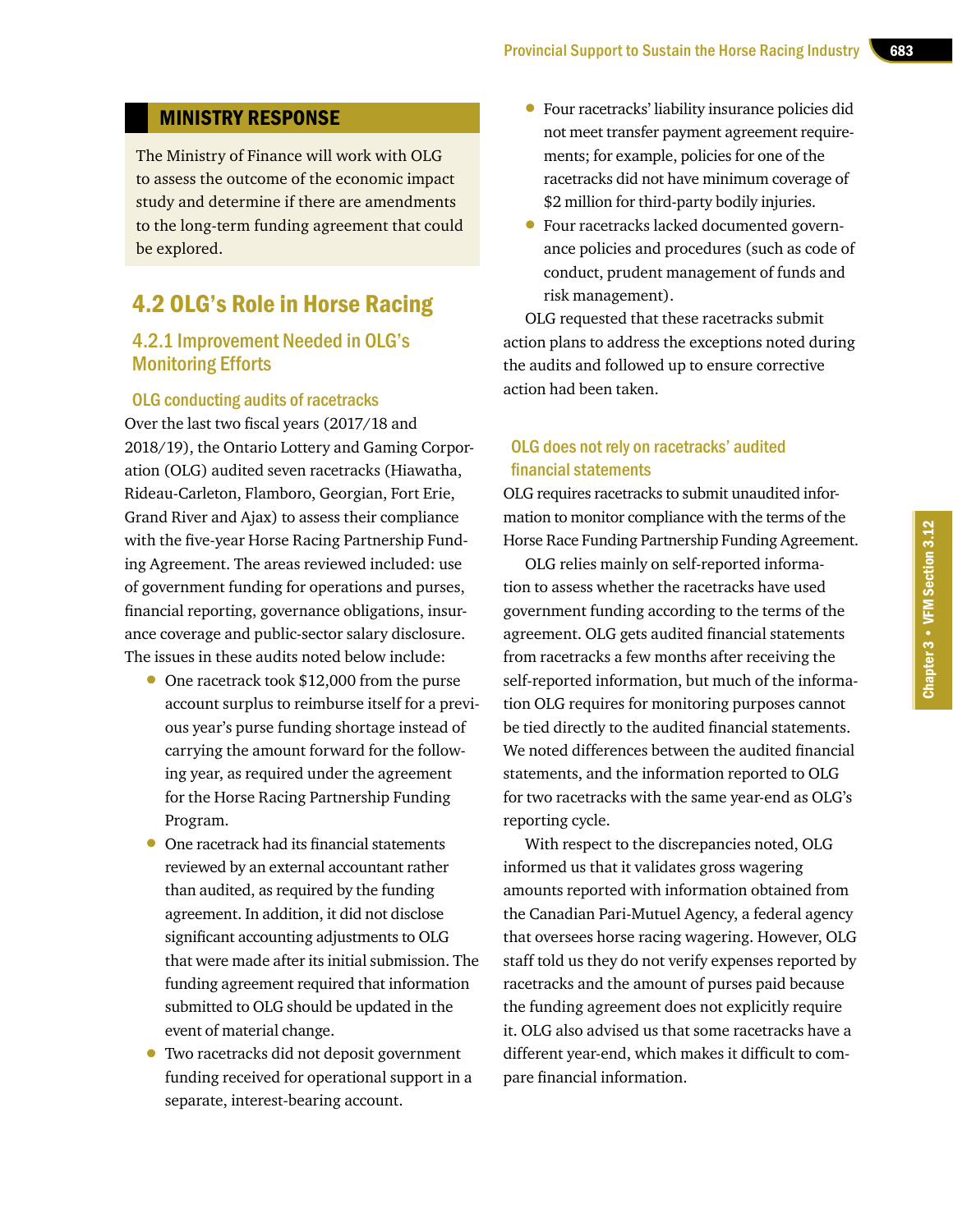## MINISTRY RESPONSE

The Ministry of Finance will work with OLG to assess the outcome of the economic impact study and determine if there are amendments to the long-term funding agreement that could be explored.

## 4.2 OLG's Role in Horse Racing

### 4.2.1 Improvement Needed in OLG's Monitoring Efforts

#### OLG conducting audits of racetracks

Over the last two fiscal years (2017/18 and 2018/19), the Ontario Lottery and Gaming Corporation (OLG) audited seven racetracks (Hiawatha, Rideau-Carleton, Flamboro, Georgian, Fort Erie, Grand River and Ajax) to assess their compliance with the five-year Horse Racing Partnership Funding Agreement. The areas reviewed included: use of government funding for operations and purses, financial reporting, governance obligations, insurance coverage and public-sector salary disclosure. The issues in these audits noted below include:

- One racetrack took $12,000 from the purse account surplus to reimburse itself for a previous year's purse funding shortage instead of carrying the amount forward for the following year, as required under the agreement for the Horse Racing Partnership Funding Program.
- One racetrack had its financial statements reviewed by an external accountant rather than audited, as required by the funding agreement. In addition, it did not disclose significant accounting adjustments to OLG that were made after its initial submission. The funding agreement required that information submitted to OLG should be updated in the event of material change.
- Two racetracks did not deposit government funding received for operational support in a separate, interest-bearing account.
- Four racetracks' liability insurance policies did not meet transfer payment agreement requirements; for example, policies for one of the racetracks did not have minimum coverage of $2 million for third-party bodily injuries.
- Four racetracks lacked documented governance policies and procedures (such as code of conduct, prudent management of funds and risk management).

OLG requested that these racetracks submit action plans to address the exceptions noted during the audits and followed up to ensure corrective action had been taken.

#### OLG does not rely on racetracks' audited financial statements

OLG requires racetracks to submit unaudited information to monitor compliance with the terms of the Horse Race Funding Partnership Funding Agreement.

OLG relies mainly on self-reported information to assess whether the racetracks have used government funding according to the terms of the agreement. OLG gets audited financial statements from racetracks a few months after receiving the self-reported information, but much of the information OLG requires for monitoring purposes cannot be tied directly to the audited financial statements. We noted differences between the audited financial statements, and the information reported to OLG for two racetracks with the same year-end as OLG's reporting cycle.

With respect to the discrepancies noted, OLG informed us that it validates gross wagering amounts reported with information obtained from the Canadian Pari-Mutuel Agency, a federal agency that oversees horse racing wagering. However, OLG staff told us they do not verify expenses reported by racetracks and the amount of purses paid because the funding agreement does not explicitly require it. OLG also advised us that some racetracks have a different year-end, which makes it difficult to compare financial information.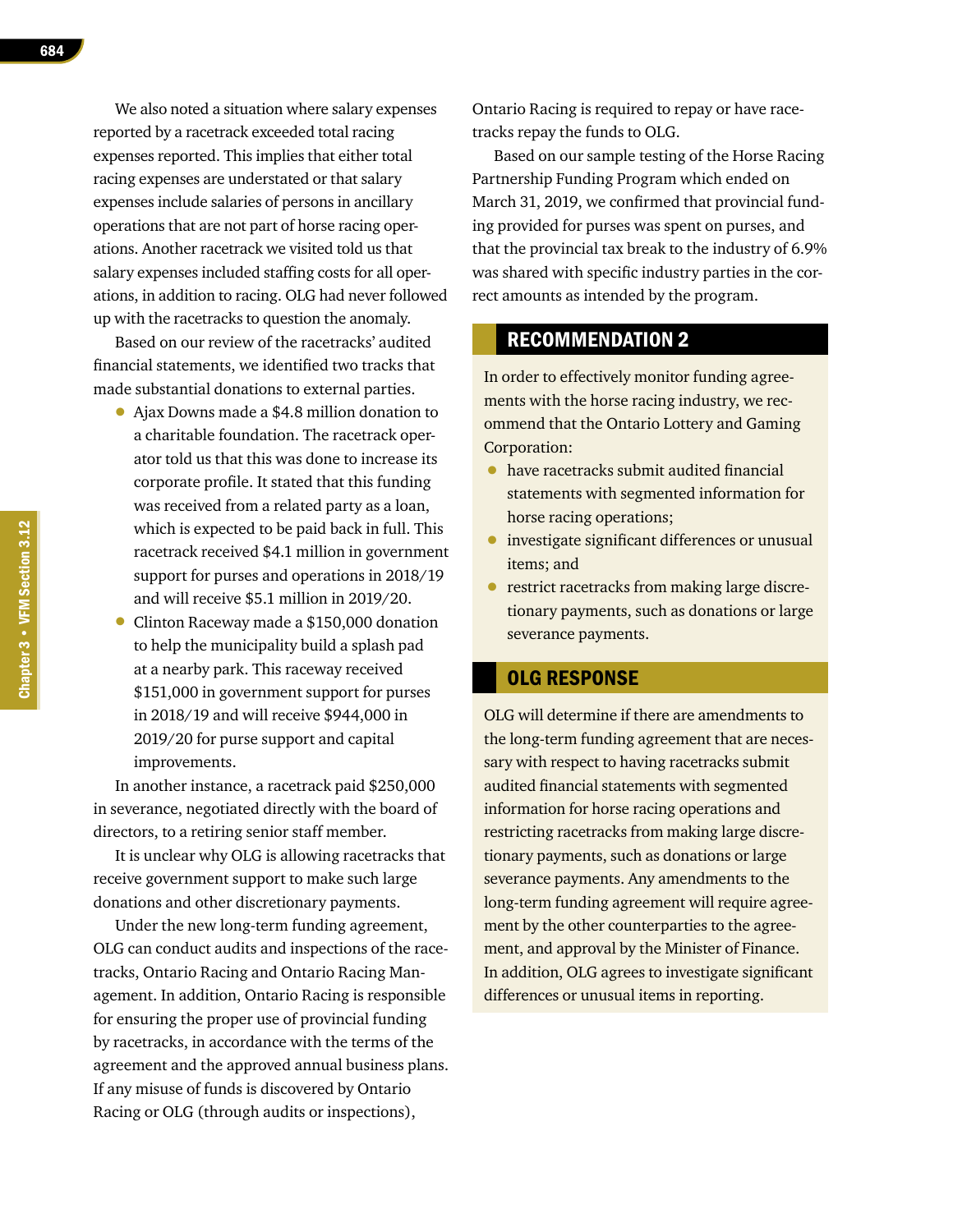We also noted a situation where salary expenses reported by a racetrack exceeded total racing expenses reported. This implies that either total racing expenses are understated or that salary expenses include salaries of persons in ancillary operations that are not part of horse racing operations. Another racetrack we visited told us that salary expenses included staffing costs for all operations, in addition to racing. OLG had never followed up with the racetracks to question the anomaly.

Based on our review of the racetracks' audited financial statements, we identified two tracks that made substantial donations to external parties.

- Ajax Downs made a $4.8 million donation to a charitable foundation. The racetrack operator told us that this was done to increase its corporate profile. It stated that this funding was received from a related party as a loan, which is expected to be paid back in full. This racetrack received $4.1 million in government support for purses and operations in 2018/19 and will receive $5.1 million in 2019/20.
- Clinton Raceway made a $150,000 donation to help the municipality build a splash pad at a nearby park. This raceway received $151,000 in government support for purses in 2018/19 and will receive $944,000 in 2019/20 for purse support and capital improvements.

In another instance, a racetrack paid $250,000 in severance, negotiated directly with the board of directors, to a retiring senior staff member.

It is unclear why OLG is allowing racetracks that receive government support to make such large donations and other discretionary payments.

Under the new long-term funding agreement, OLG can conduct audits and inspections of the racetracks, Ontario Racing and Ontario Racing Management. In addition, Ontario Racing is responsible for ensuring the proper use of provincial funding by racetracks, in accordance with the terms of the agreement and the approved annual business plans. If any misuse of funds is discovered by Ontario Racing or OLG (through audits or inspections), Ontario Racing is required to repay or have racetracks repay the funds to OLG.

Based on our sample testing of the Horse Racing Partnership Funding Program which ended on March 31, 2019, we confirmed that provincial funding provided for purses was spent on purses, and that the provincial tax break to the industry of 6.9% was shared with specific industry parties in the correct amounts as intended by the program.

## RECOMMENDATION 2

In order to effectively monitor funding agreements with the horse racing industry, we recommend that the Ontario Lottery and Gaming Corporation:

- have racetracks submit audited financial statements with segmented information for horse racing operations;
- investigate significant differences or unusual items; and
- restrict racetracks from making large discretionary payments, such as donations or large severance payments.

## OLG RESPONSE

OLG will determine if there are amendments to the long-term funding agreement that are necessary with respect to having racetracks submit audited financial statements with segmented information for horse racing operations and restricting racetracks from making large discretionary payments, such as donations or large severance payments. Any amendments to the long-term funding agreement will require agreement by the other counterparties to the agreement, and approval by the Minister of Finance. In addition, OLG agrees to investigate significant differences or unusual items in reporting.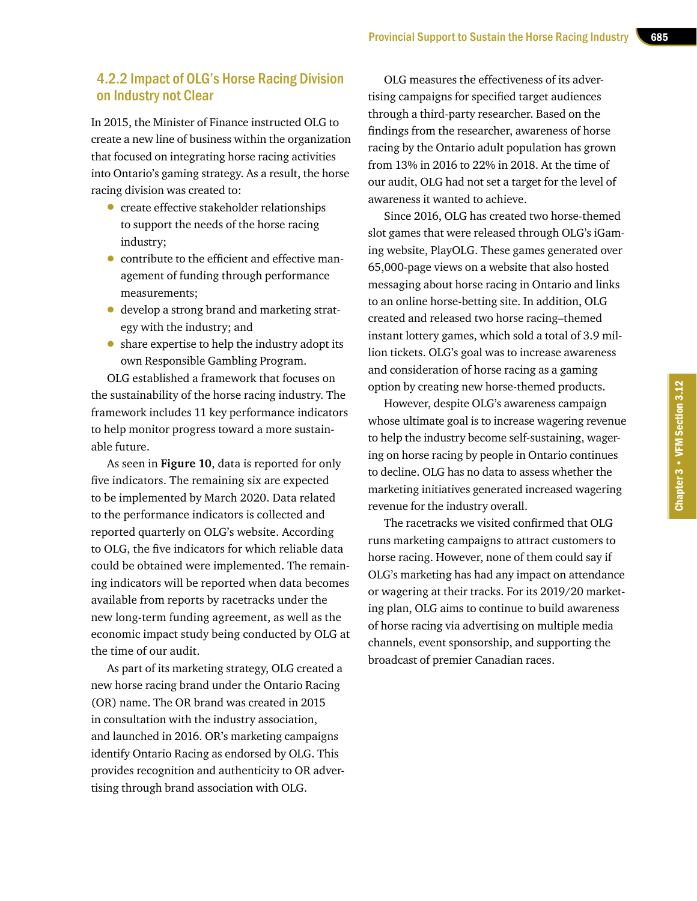### 4.2.2 Impact of OLG's Horse Racing Division on Industry not Clear

In 2015, the Minister of Finance instructed OLG to create a new line of business within the organization that focused on integrating horse racing activities into Ontario's gaming strategy. As a result, the horse racing division was created to:

- create effective stakeholder relationships to support the needs of the horse racing industry;
- contribute to the efficient and effective management of funding through performance measurements;
- develop a strong brand and marketing strategy with the industry; and
- share expertise to help the industry adopt its own Responsible Gambling Program.

OLG established a framework that focuses on the sustainability of the horse racing industry. The framework includes 11 key performance indicators to help monitor progress toward a more sustainable future.

As seen in **Figure 10**, data is reported for only five indicators. The remaining six are expected to be implemented by March 2020. Data related to the performance indicators is collected and reported quarterly on OLG's website. According to OLG, the five indicators for which reliable data could be obtained were implemented. The remaining indicators will be reported when data becomes available from reports by racetracks under the new long-term funding agreement, as well as the economic impact study being conducted by OLG at the time of our audit.

As part of its marketing strategy, OLG created a new horse racing brand under the Ontario Racing (OR) name. The OR brand was created in 2015 in consultation with the industry association, and launched in 2016. OR's marketing campaigns identify Ontario Racing as endorsed by OLG. This provides recognition and authenticity to OR advertising through brand association with OLG.

OLG measures the effectiveness of its advertising campaigns for specified target audiences through a third-party researcher. Based on the findings from the researcher, awareness of horse racing by the Ontario adult population has grown from 13% in 2016 to 22% in 2018. At the time of our audit, OLG had not set a target for the level of awareness it wanted to achieve.

Since 2016, OLG has created two horse-themed slot games that were released through OLG's iGaming website, PlayOLG. These games generated over 65,000-page views on a website that also hosted messaging about horse racing in Ontario and links to an online horse-betting site. In addition, OLG created and released two horse racing–themed instant lottery games, which sold a total of 3.9 million tickets. OLG's goal was to increase awareness and consideration of horse racing as a gaming option by creating new horse-themed products.

However, despite OLG's awareness campaign whose ultimate goal is to increase wagering revenue to help the industry become self-sustaining, wagering on horse racing by people in Ontario continues to decline. OLG has no data to assess whether the marketing initiatives generated increased wagering revenue for the industry overall.

The racetracks we visited confirmed that OLG runs marketing campaigns to attract customers to horse racing. However, none of them could say if OLG's marketing has had any impact on attendance or wagering at their tracks. For its 2019/20 marketing plan, OLG aims to continue to build awareness of horse racing via advertising on multiple media channels, event sponsorship, and supporting the broadcast of premier Canadian races.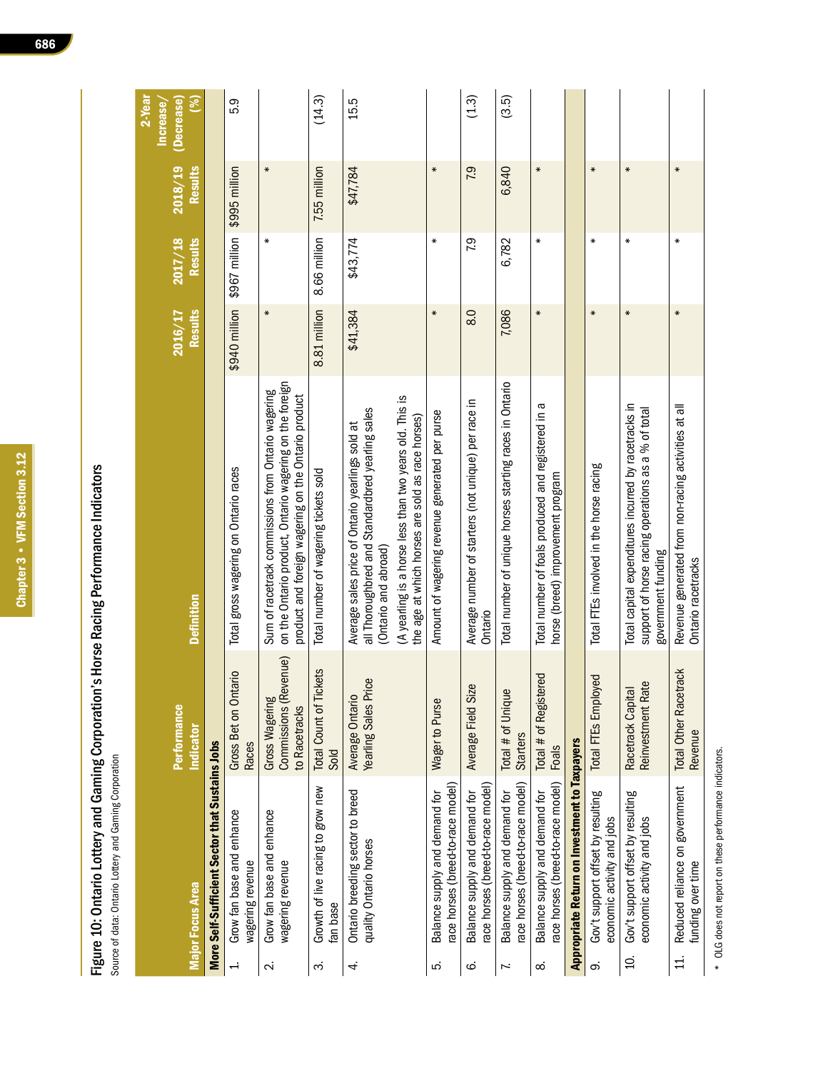**Figure 10: Ontario Lottery and Gaming Corporation's Horse Racing Performance Indicators**

Source of data: Ontario Lottery and Gaming Corporation

| Major Focus Area | Performance Indicator | Definition | 2016/17 Results | 2017/18 Results | 2018/19 Results | 2-Year Increase/ (Decrease) (%) |
|---|---|---|---|---|---|---|
| **More Self-Sufficient Sector that Sustains Jobs** | | | | | | |
| 1. Grow fan base and enhance wagering revenue | Gross Bet on Ontario Races | Total gross wagering on Ontario races | $940 million | $967 million | $995 million | 5.9 |
| 2. Grow fan base and enhance wagering revenue | Gross Wagering Commissions (Revenue) to Racetracks | Sum of racetrack commissions from Ontario wagering on the Ontario product, Ontario wagering on the foreign product and foreign wagering on the Ontario product | * | * | * | |
| 3. Growth of live racing to grow new fan base | Total Count of Tickets Sold | Total number of wagering tickets sold | 8.81 million | 8.66 million | 7.55 million | (14.3) |
| 4. Ontario breeding sector to breed quality Ontario horses | Average Ontario Yearling Sales Price | Average sales price of Ontario yearlings sold at all Thoroughbred and Standardbred yearling sales (Ontario and abroad)<br>(A yearling is a horse less than two years old. This is the age at which horses are sold as race horses) | $41,384 | $43,774 | $47,784 | 15.5 |
| 5. Balance supply and demand for race horses (breed-to-race model) | Wager to Purse | Amount of wagering revenue generated per purse | * | * | * | |
| 6. Balance supply and demand for race horses (breed-to-race model) | Average Field Size | Average number of starters (not unique) per race in Ontario | 8.0 | 7.9 | 7.9 | (1.3) |
| 7. Balance supply and demand for race horses (breed-to-race model) | Total # of Unique Starters | Total number of unique horses starting races in Ontario | 7,086 | 6,782 | 6,840 | (3.5) |
| 8. Balance supply and demand for race horses (breed-to-race model) | Total # of Registered Foals | Total number of foals produced and registered in a horse (breed) improvement program | * | * | * | |
| **Appropriate Return on Investment to Taxpayers** | | | | | | |
| 9. Gov't support offset by resulting economic activity and jobs | Total FTEs Employed | Total FTEs involved in the horse racing | * | * | * | |
| 10. Gov't support offset by resulting economic activity and jobs | Racetrack Capital Reinvestment Rate | Total capital expenditures incurred by racetracks in support of horse racing operations as a % of total government funding | * | * | * | |
| 11. Reduced reliance on government funding over time | Total Other Racetrack Revenue | Revenue generated from non-racing activities at all Ontario racetracks | * | * | * | |

\* OLG does not report on these performance indicators.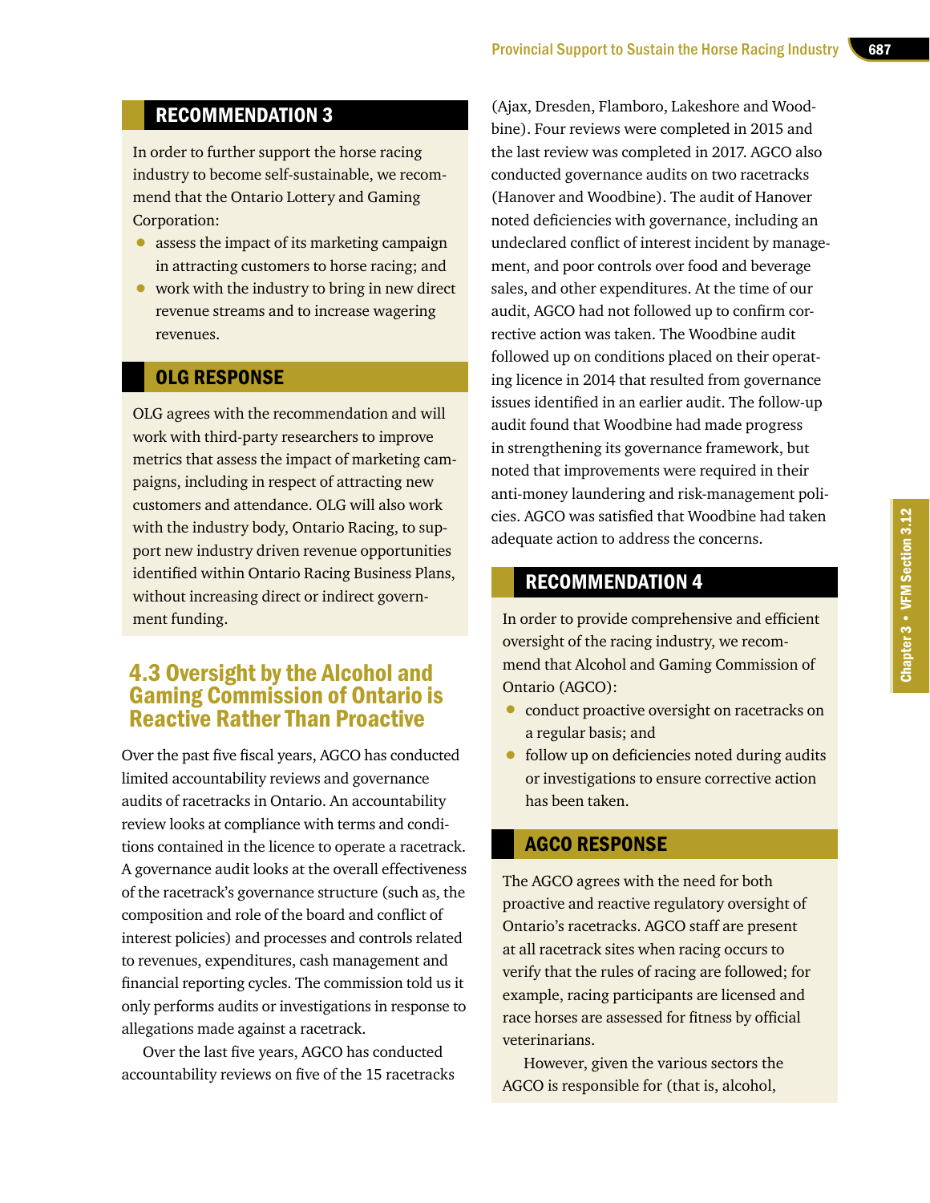## RECOMMENDATION 3

In order to further support the horse racing industry to become self-sustainable, we recommend that the Ontario Lottery and Gaming Corporation:

- assess the impact of its marketing campaign in attracting customers to horse racing; and
- work with the industry to bring in new direct revenue streams and to increase wagering revenues.

## OLG RESPONSE

OLG agrees with the recommendation and will work with third-party researchers to improve metrics that assess the impact of marketing campaigns, including in respect of attracting new customers and attendance. OLG will also work with the industry body, Ontario Racing, to support new industry driven revenue opportunities identified within Ontario Racing Business Plans, without increasing direct or indirect government funding.

## 4.3 Oversight by the Alcohol and Gaming Commission of Ontario is Reactive Rather Than Proactive

Over the past five fiscal years, AGCO has conducted limited accountability reviews and governance audits of racetracks in Ontario. An accountability review looks at compliance with terms and conditions contained in the licence to operate a racetrack. A governance audit looks at the overall effectiveness of the racetrack's governance structure (such as, the composition and role of the board and conflict of interest policies) and processes and controls related to revenues, expenditures, cash management and financial reporting cycles. The commission told us it only performs audits or investigations in response to allegations made against a racetrack.

Over the last five years, AGCO has conducted accountability reviews on five of the 15 racetracks (Ajax, Dresden, Flamboro, Lakeshore and Woodbine). Four reviews were completed in 2015 and the last review was completed in 2017. AGCO also conducted governance audits on two racetracks (Hanover and Woodbine). The audit of Hanover noted deficiencies with governance, including an undeclared conflict of interest incident by management, and poor controls over food and beverage sales, and other expenditures. At the time of our audit, AGCO had not followed up to confirm corrective action was taken. The Woodbine audit followed up on conditions placed on their operating licence in 2014 that resulted from governance issues identified in an earlier audit. The follow-up audit found that Woodbine had made progress in strengthening its governance framework, but noted that improvements were required in their anti-money laundering and risk-management policies. AGCO was satisfied that Woodbine had taken adequate action to address the concerns.

## RECOMMENDATION 4

In order to provide comprehensive and efficient oversight of the racing industry, we recommend that Alcohol and Gaming Commission of Ontario (AGCO):

- conduct proactive oversight on racetracks on a regular basis; and
- follow up on deficiencies noted during audits or investigations to ensure corrective action has been taken.

## AGCO RESPONSE

The AGCO agrees with the need for both proactive and reactive regulatory oversight of Ontario's racetracks. AGCO staff are present at all racetrack sites when racing occurs to verify that the rules of racing are followed; for example, racing participants are licensed and race horses are assessed for fitness by official veterinarians.

However, given the various sectors the AGCO is responsible for (that is, alcohol,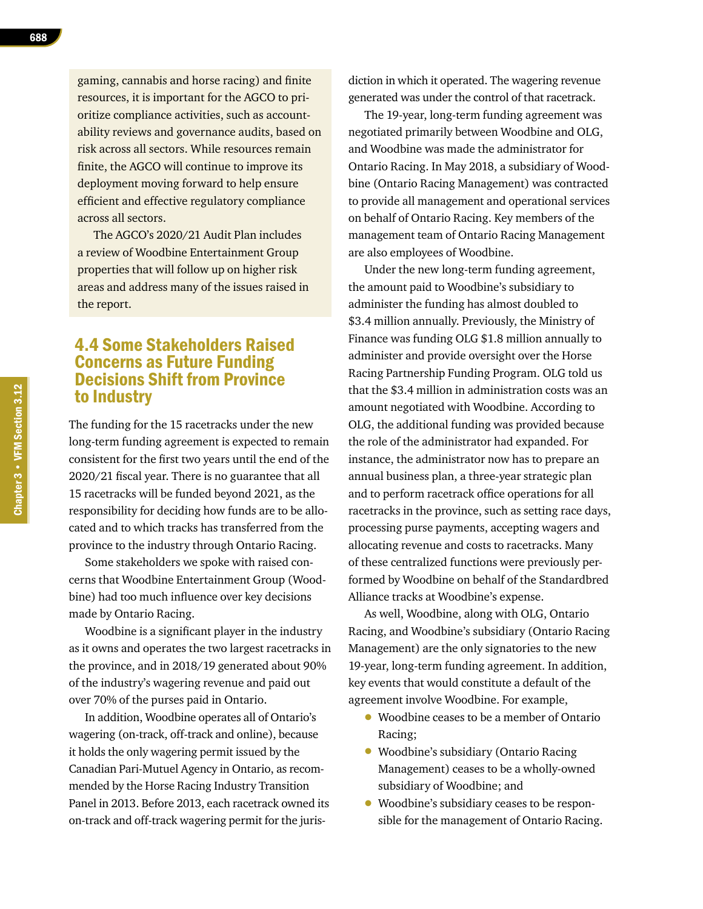gaming, cannabis and horse racing) and finite resources, it is important for the AGCO to prioritize compliance activities, such as accountability reviews and governance audits, based on risk across all sectors. While resources remain finite, the AGCO will continue to improve its deployment moving forward to help ensure efficient and effective regulatory compliance across all sectors.

The AGCO's 2020/21 Audit Plan includes a review of Woodbine Entertainment Group properties that will follow up on higher risk areas and address many of the issues raised in the report.

## 4.4 Some Stakeholders Raised Concerns as Future Funding Decisions Shift from Province to Industry

The funding for the 15 racetracks under the new long-term funding agreement is expected to remain consistent for the first two years until the end of the 2020/21 fiscal year. There is no guarantee that all 15 racetracks will be funded beyond 2021, as the responsibility for deciding how funds are to be allocated and to which tracks has transferred from the province to the industry through Ontario Racing.

Some stakeholders we spoke with raised concerns that Woodbine Entertainment Group (Woodbine) had too much influence over key decisions made by Ontario Racing.

Woodbine is a significant player in the industry as it owns and operates the two largest racetracks in the province, and in 2018/19 generated about 90% of the industry's wagering revenue and paid out over 70% of the purses paid in Ontario.

In addition, Woodbine operates all of Ontario's wagering (on-track, off-track and online), because it holds the only wagering permit issued by the Canadian Pari-Mutuel Agency in Ontario, as recommended by the Horse Racing Industry Transition Panel in 2013. Before 2013, each racetrack owned its on-track and off-track wagering permit for the jurisdiction in which it operated. The wagering revenue generated was under the control of that racetrack.

The 19-year, long-term funding agreement was negotiated primarily between Woodbine and OLG, and Woodbine was made the administrator for Ontario Racing. In May 2018, a subsidiary of Woodbine (Ontario Racing Management) was contracted to provide all management and operational services on behalf of Ontario Racing. Key members of the management team of Ontario Racing Management are also employees of Woodbine.

Under the new long-term funding agreement, the amount paid to Woodbine's subsidiary to administer the funding has almost doubled to $3.4 million annually. Previously, the Ministry of Finance was funding OLG $1.8 million annually to administer and provide oversight over the Horse Racing Partnership Funding Program. OLG told us that the $3.4 million in administration costs was an amount negotiated with Woodbine. According to OLG, the additional funding was provided because the role of the administrator had expanded. For instance, the administrator now has to prepare an annual business plan, a three-year strategic plan and to perform racetrack office operations for all racetracks in the province, such as setting race days, processing purse payments, accepting wagers and allocating revenue and costs to racetracks. Many of these centralized functions were previously performed by Woodbine on behalf of the Standardbred Alliance tracks at Woodbine's expense.

As well, Woodbine, along with OLG, Ontario Racing, and Woodbine's subsidiary (Ontario Racing Management) are the only signatories to the new 19-year, long-term funding agreement. In addition, key events that would constitute a default of the agreement involve Woodbine. For example,

- Woodbine ceases to be a member of Ontario Racing;
- Woodbine's subsidiary (Ontario Racing Management) ceases to be a wholly-owned subsidiary of Woodbine; and
- Woodbine's subsidiary ceases to be responsible for the management of Ontario Racing.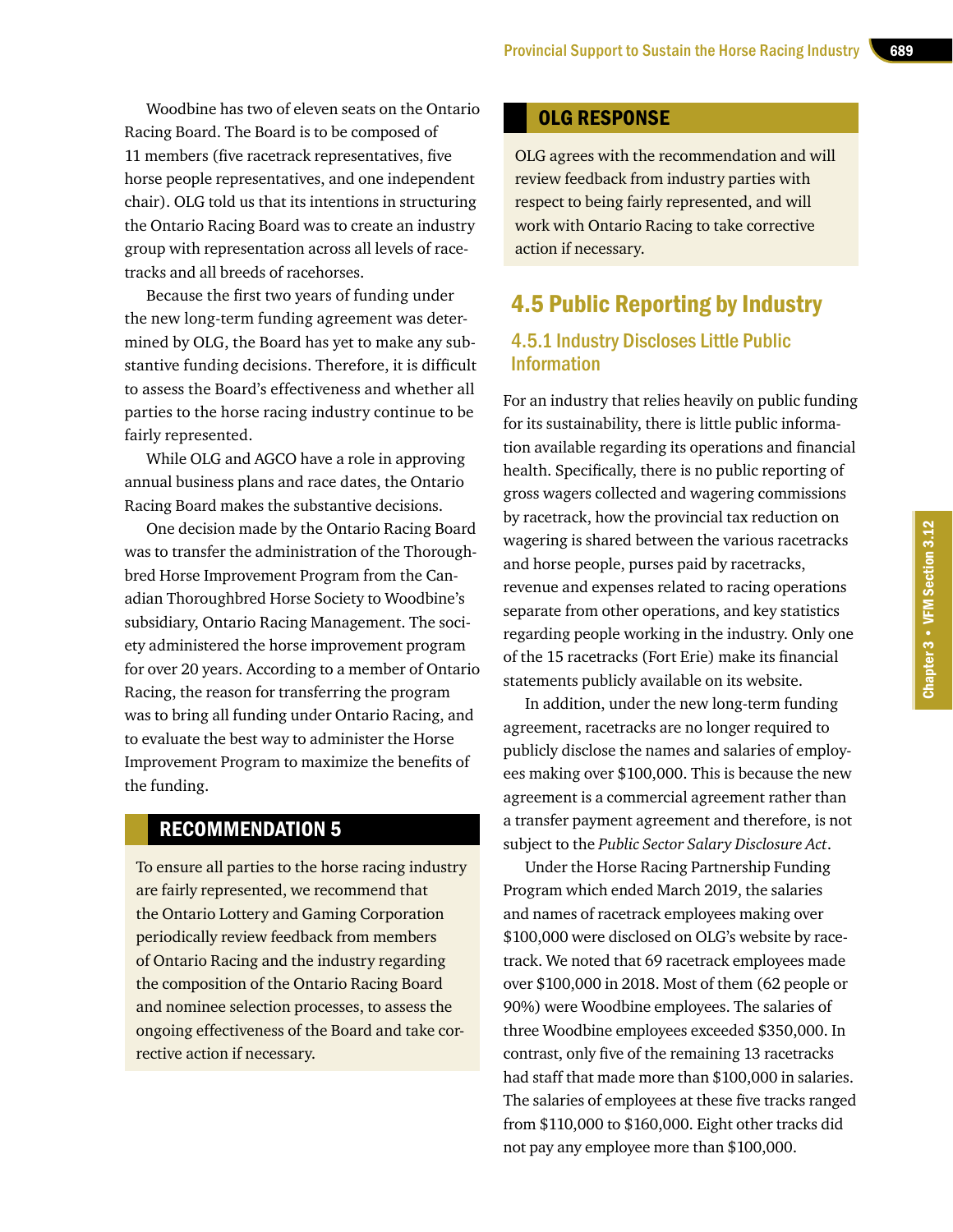Woodbine has two of eleven seats on the Ontario Racing Board. The Board is to be composed of 11 members (five racetrack representatives, five horse people representatives, and one independent chair). OLG told us that its intentions in structuring the Ontario Racing Board was to create an industry group with representation across all levels of racetracks and all breeds of racehorses.

Because the first two years of funding under the new long-term funding agreement was determined by OLG, the Board has yet to make any substantive funding decisions. Therefore, it is difficult to assess the Board's effectiveness and whether all parties to the horse racing industry continue to be fairly represented.

While OLG and AGCO have a role in approving annual business plans and race dates, the Ontario Racing Board makes the substantive decisions.

One decision made by the Ontario Racing Board was to transfer the administration of the Thoroughbred Horse Improvement Program from the Canadian Thoroughbred Horse Society to Woodbine's subsidiary, Ontario Racing Management. The society administered the horse improvement program for over 20 years. According to a member of Ontario Racing, the reason for transferring the program was to bring all funding under Ontario Racing, and to evaluate the best way to administer the Horse Improvement Program to maximize the benefits of the funding.

### RECOMMENDATION 5

To ensure all parties to the horse racing industry are fairly represented, we recommend that the Ontario Lottery and Gaming Corporation periodically review feedback from members of Ontario Racing and the industry regarding the composition of the Ontario Racing Board and nominee selection processes, to assess the ongoing effectiveness of the Board and take corrective action if necessary.

### OLG RESPONSE

OLG agrees with the recommendation and will review feedback from industry parties with respect to being fairly represented, and will work with Ontario Racing to take corrective action if necessary.

## 4.5 Public Reporting by Industry

### 4.5.1 Industry Discloses Little Public Information

For an industry that relies heavily on public funding for its sustainability, there is little public information available regarding its operations and financial health. Specifically, there is no public reporting of gross wagers collected and wagering commissions by racetrack, how the provincial tax reduction on wagering is shared between the various racetracks and horse people, purses paid by racetracks, revenue and expenses related to racing operations separate from other operations, and key statistics regarding people working in the industry. Only one of the 15 racetracks (Fort Erie) make its financial statements publicly available on its website.

In addition, under the new long-term funding agreement, racetracks are no longer required to publicly disclose the names and salaries of employees making over $100,000. This is because the new agreement is a commercial agreement rather than a transfer payment agreement and therefore, is not subject to the *Public Sector Salary Disclosure Act*.

Under the Horse Racing Partnership Funding Program which ended March 2019, the salaries and names of racetrack employees making over $100,000 were disclosed on OLG's website by racetrack. We noted that 69 racetrack employees made over $100,000 in 2018. Most of them (62 people or 90%) were Woodbine employees. The salaries of three Woodbine employees exceeded $350,000. In contrast, only five of the remaining 13 racetracks had staff that made more than $100,000 in salaries. The salaries of employees at these five tracks ranged from $110,000 to $160,000. Eight other tracks did not pay any employee more than $100,000.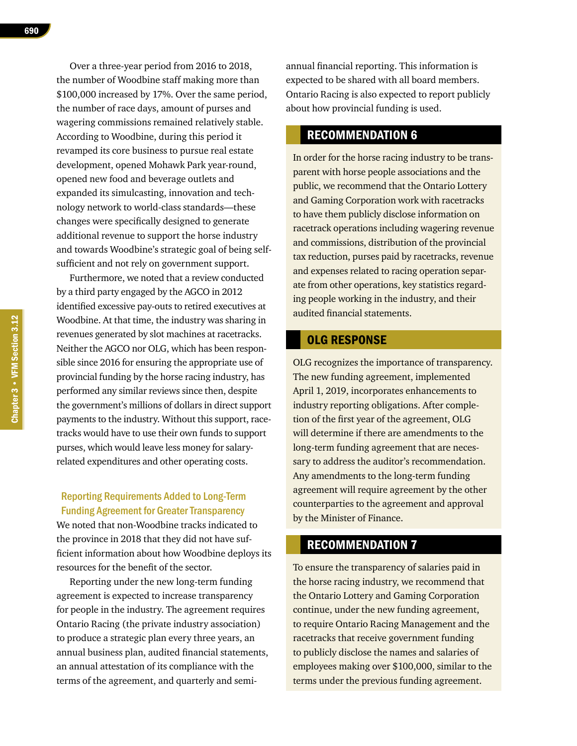Over a three-year period from 2016 to 2018, the number of Woodbine staff making more than $100,000 increased by 17%. Over the same period, the number of race days, amount of purses and wagering commissions remained relatively stable. According to Woodbine, during this period it revamped its core business to pursue real estate development, opened Mohawk Park year-round, opened new food and beverage outlets and expanded its simulcasting, innovation and technology network to world-class standards—these changes were specifically designed to generate additional revenue to support the horse industry and towards Woodbine's strategic goal of being self-sufficient and not rely on government support.

Furthermore, we noted that a review conducted by a third party engaged by the AGCO in 2012 identified excessive pay-outs to retired executives at Woodbine. At that time, the industry was sharing in revenues generated by slot machines at racetracks. Neither the AGCO nor OLG, which has been responsible since 2016 for ensuring the appropriate use of provincial funding by the horse racing industry, has performed any similar reviews since then, despite the government's millions of dollars in direct support payments to the industry. Without this support, racetracks would have to use their own funds to support purses, which would leave less money for salary-related expenditures and other operating costs.

### Reporting Requirements Added to Long-Term Funding Agreement for Greater Transparency

We noted that non-Woodbine tracks indicated to the province in 2018 that they did not have sufficient information about how Woodbine deploys its resources for the benefit of the sector.

Reporting under the new long-term funding agreement is expected to increase transparency for people in the industry. The agreement requires Ontario Racing (the private industry association) to produce a strategic plan every three years, an annual business plan, audited financial statements, an annual attestation of its compliance with the terms of the agreement, and quarterly and semi-annual financial reporting. This information is expected to be shared with all board members. Ontario Racing is also expected to report publicly about how provincial funding is used.

## RECOMMENDATION 6

In order for the horse racing industry to be transparent with horse people associations and the public, we recommend that the Ontario Lottery and Gaming Corporation work with racetracks to have them publicly disclose information on racetrack operations including wagering revenue and commissions, distribution of the provincial tax reduction, purses paid by racetracks, revenue and expenses related to racing operation separate from other operations, key statistics regarding people working in the industry, and their audited financial statements.

## OLG RESPONSE

OLG recognizes the importance of transparency. The new funding agreement, implemented April 1, 2019, incorporates enhancements to industry reporting obligations. After completion of the first year of the agreement, OLG will determine if there are amendments to the long-term funding agreement that are necessary to address the auditor's recommendation. Any amendments to the long-term funding agreement will require agreement by the other counterparties to the agreement and approval by the Minister of Finance.

## RECOMMENDATION 7

To ensure the transparency of salaries paid in the horse racing industry, we recommend that the Ontario Lottery and Gaming Corporation continue, under the new funding agreement, to require Ontario Racing Management and the racetracks that receive government funding to publicly disclose the names and salaries of employees making over $100,000, similar to the terms under the previous funding agreement.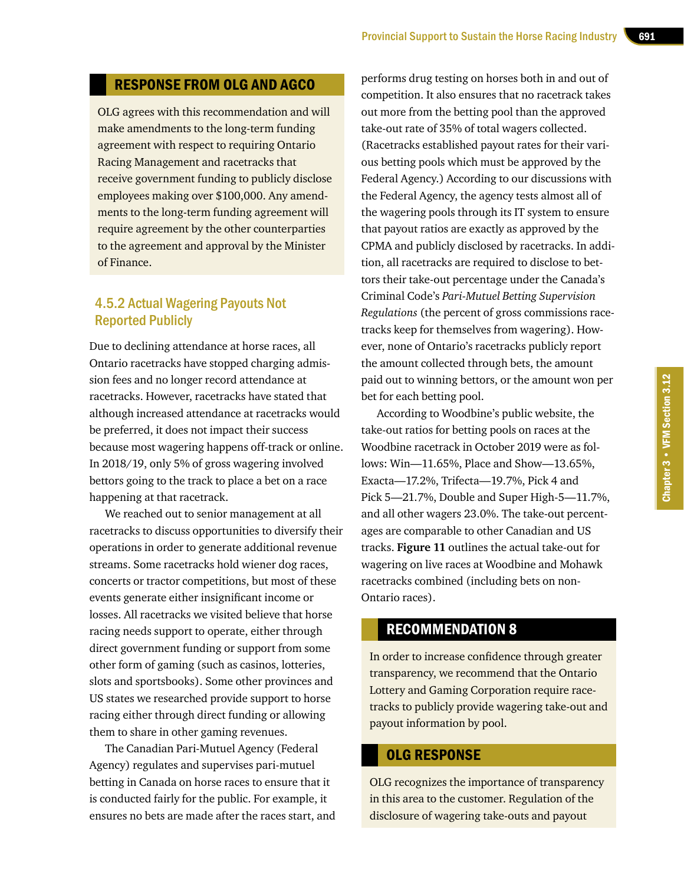## Response from OLG and AGCO

OLG agrees with this recommendation and will make amendments to the long-term funding agreement with respect to requiring Ontario Racing Management and racetracks that receive government funding to publicly disclose employees making over $100,000. Any amendments to the long-term funding agreement will require agreement by the other counterparties to the agreement and approval by the Minister of Finance.

### 4.5.2 Actual Wagering Payouts Not Reported Publicly

Due to declining attendance at horse races, all Ontario racetracks have stopped charging admission fees and no longer record attendance at racetracks. However, racetracks have stated that although increased attendance at racetracks would be preferred, it does not impact their success because most wagering happens off-track or online. In 2018/19, only 5% of gross wagering involved bettors going to the track to place a bet on a race happening at that racetrack.

We reached out to senior management at all racetracks to discuss opportunities to diversify their operations in order to generate additional revenue streams. Some racetracks hold wiener dog races, concerts or tractor competitions, but most of these events generate either insignificant income or losses. All racetracks we visited believe that horse racing needs support to operate, either through direct government funding or support from some other form of gaming (such as casinos, lotteries, slots and sportsbooks). Some other provinces and US states we researched provide support to horse racing either through direct funding or allowing them to share in other gaming revenues.

The Canadian Pari-Mutuel Agency (Federal Agency) regulates and supervises pari-mutuel betting in Canada on horse races to ensure that it is conducted fairly for the public. For example, it ensures no bets are made after the races start, and performs drug testing on horses both in and out of competition. It also ensures that no racetrack takes out more from the betting pool than the approved take-out rate of 35% of total wagers collected. (Racetracks established payout rates for their various betting pools which must be approved by the Federal Agency.) According to our discussions with the Federal Agency, the agency tests almost all of the wagering pools through its IT system to ensure that payout ratios are exactly as approved by the CPMA and publicly disclosed by racetracks. In addition, all racetracks are required to disclose to bettors their take-out percentage under the Canada's Criminal Code's *Pari-Mutuel Betting Supervision Regulations* (the percent of gross commissions racetracks keep for themselves from wagering). However, none of Ontario's racetracks publicly report the amount collected through bets, the amount paid out to winning bettors, or the amount won per bet for each betting pool.

According to Woodbine's public website, the take-out ratios for betting pools on races at the Woodbine racetrack in October 2019 were as follows: Win—11.65%, Place and Show—13.65%, Exacta—17.2%, Trifecta—19.7%, Pick 4 and Pick 5—21.7%, Double and Super High-5—11.7%, and all other wagers 23.0%. The take-out percentages are comparable to other Canadian and US tracks. **Figure 11** outlines the actual take-out for wagering on live races at Woodbine and Mohawk racetracks combined (including bets on non-Ontario races).

## Recommendation 8

In order to increase confidence through greater transparency, we recommend that the Ontario Lottery and Gaming Corporation require racetracks to publicly provide wagering take-out and payout information by pool.

## OLG Response

OLG recognizes the importance of transparency in this area to the customer. Regulation of the disclosure of wagering take-outs and payout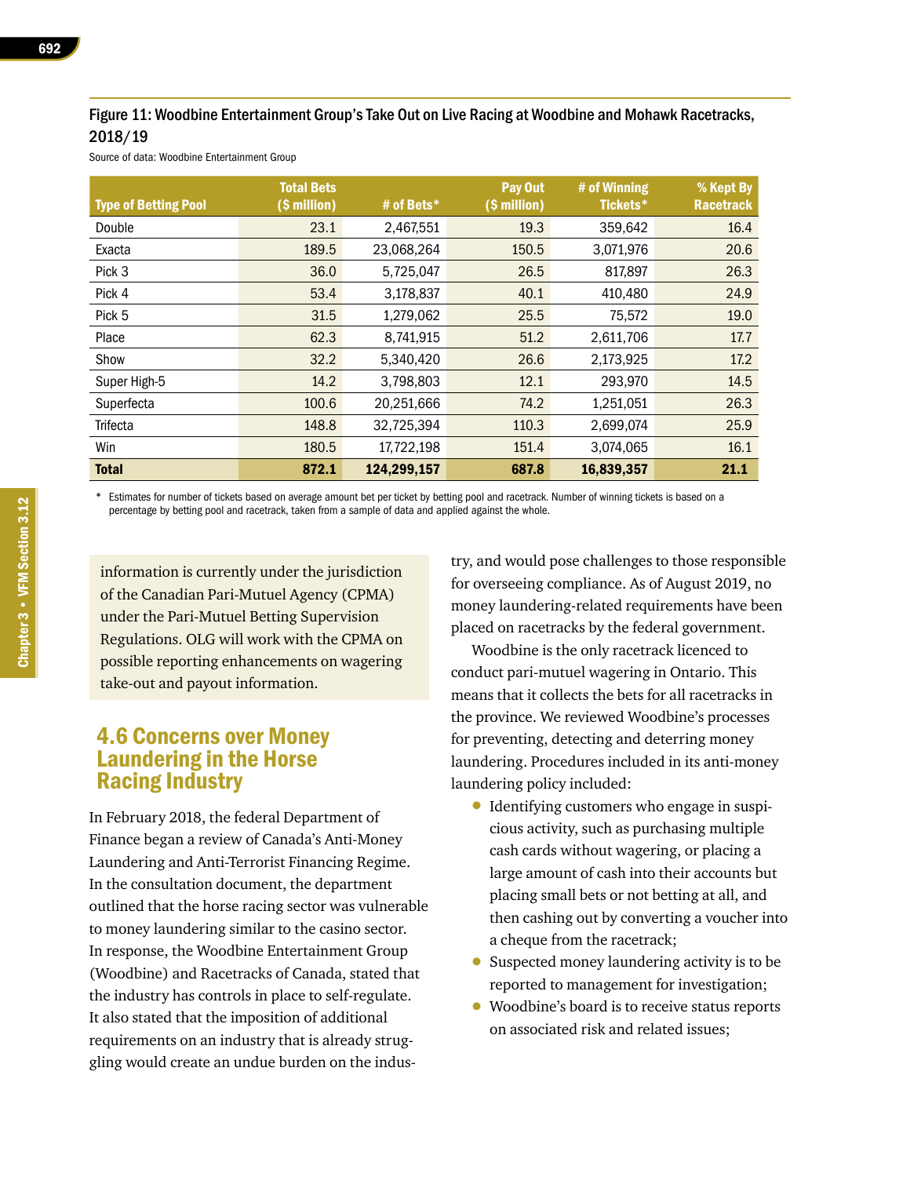Figure 11: Woodbine Entertainment Group's Take Out on Live Racing at Woodbine and Mohawk Racetracks, 2018/19

Source of data: Woodbine Entertainment Group

| Type of Betting Pool | Total Bets ($ million) | # of Bets* | Pay Out ($ million) | # of Winning Tickets* | % Kept By Racetrack |
|---|---|---|---|---|---|
| Double | 23.1 | 2,467,551 | 19.3 | 359,642 | 16.4 |
| Exacta | 189.5 | 23,068,264 | 150.5 | 3,071,976 | 20.6 |
| Pick 3 | 36.0 | 5,725,047 | 26.5 | 817,897 | 26.3 |
| Pick 4 | 53.4 | 3,178,837 | 40.1 | 410,480 | 24.9 |
| Pick 5 | 31.5 | 1,279,062 | 25.5 | 75,572 | 19.0 |
| Place | 62.3 | 8,741,915 | 51.2 | 2,611,706 | 17.7 |
| Show | 32.2 | 5,340,420 | 26.6 | 2,173,925 | 17.2 |
| Super High-5 | 14.2 | 3,798,803 | 12.1 | 293,970 | 14.5 |
| Superfecta | 100.6 | 20,251,666 | 74.2 | 1,251,051 | 26.3 |
| Trifecta | 148.8 | 32,725,394 | 110.3 | 2,699,074 | 25.9 |
| Win | 180.5 | 17,722,198 | 151.4 | 3,074,065 | 16.1 |
| **Total** | **872.1** | **124,299,157** | **687.8** | **16,839,357** | **21.1** |

\* Estimates for number of tickets based on average amount bet per ticket by betting pool and racetrack. Number of winning tickets is based on a percentage by betting pool and racetrack, taken from a sample of data and applied against the whole.

information is currently under the jurisdiction of the Canadian Pari-Mutuel Agency (CPMA) under the Pari-Mutuel Betting Supervision Regulations. OLG will work with the CPMA on possible reporting enhancements on wagering take-out and payout information.

## 4.6 Concerns over Money Laundering in the Horse Racing Industry

In February 2018, the federal Department of Finance began a review of Canada's Anti-Money Laundering and Anti-Terrorist Financing Regime. In the consultation document, the department outlined that the horse racing sector was vulnerable to money laundering similar to the casino sector. In response, the Woodbine Entertainment Group (Woodbine) and Racetracks of Canada, stated that the industry has controls in place to self-regulate. It also stated that the imposition of additional requirements on an industry that is already struggling would create an undue burden on the industry, and would pose challenges to those responsible for overseeing compliance. As of August 2019, no money laundering-related requirements have been placed on racetracks by the federal government.

Woodbine is the only racetrack licenced to conduct pari-mutuel wagering in Ontario. This means that it collects the bets for all racetracks in the province. We reviewed Woodbine's processes for preventing, detecting and deterring money laundering. Procedures included in its anti-money laundering policy included:

- Identifying customers who engage in suspicious activity, such as purchasing multiple cash cards without wagering, or placing a large amount of cash into their accounts but placing small bets or not betting at all, and then cashing out by converting a voucher into a cheque from the racetrack;
- Suspected money laundering activity is to be reported to management for investigation;
- Woodbine's board is to receive status reports on associated risk and related issues;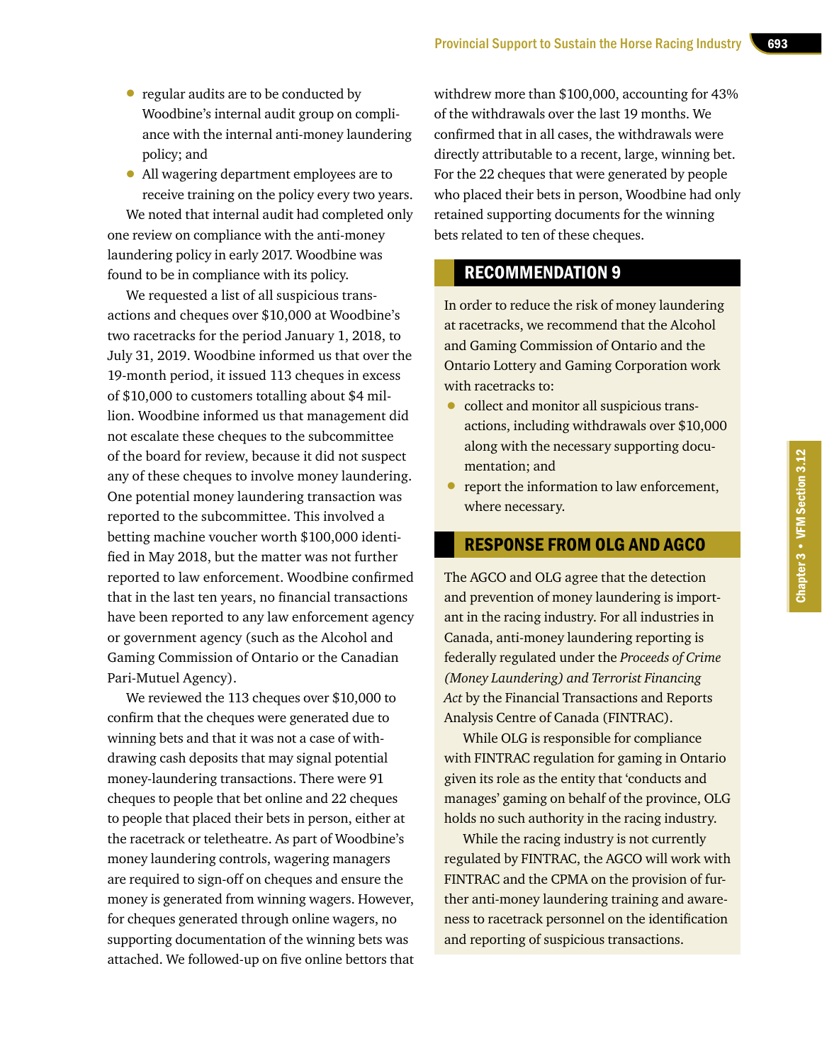- regular audits are to be conducted by Woodbine's internal audit group on compliance with the internal anti-money laundering policy; and
- All wagering department employees are to receive training on the policy every two years.

We noted that internal audit had completed only one review on compliance with the anti-money laundering policy in early 2017. Woodbine was found to be in compliance with its policy.

We requested a list of all suspicious transactions and cheques over $10,000 at Woodbine's two racetracks for the period January 1, 2018, to July 31, 2019. Woodbine informed us that over the 19-month period, it issued 113 cheques in excess of $10,000 to customers totalling about $4 million. Woodbine informed us that management did not escalate these cheques to the subcommittee of the board for review, because it did not suspect any of these cheques to involve money laundering. One potential money laundering transaction was reported to the subcommittee. This involved a betting machine voucher worth $100,000 identified in May 2018, but the matter was not further reported to law enforcement. Woodbine confirmed that in the last ten years, no financial transactions have been reported to any law enforcement agency or government agency (such as the Alcohol and Gaming Commission of Ontario or the Canadian Pari-Mutuel Agency).

We reviewed the 113 cheques over $10,000 to confirm that the cheques were generated due to winning bets and that it was not a case of withdrawing cash deposits that may signal potential money-laundering transactions. There were 91 cheques to people that bet online and 22 cheques to people that placed their bets in person, either at the racetrack or teletheatre. As part of Woodbine's money laundering controls, wagering managers are required to sign-off on cheques and ensure the money is generated from winning wagers. However, for cheques generated through online wagers, no supporting documentation of the winning bets was attached. We followed-up on five online bettors that withdrew more than $100,000, accounting for 43% of the withdrawals over the last 19 months. We confirmed that in all cases, the withdrawals were directly attributable to a recent, large, winning bet. For the 22 cheques that were generated by people who placed their bets in person, Woodbine had only retained supporting documents for the winning bets related to ten of these cheques.

## RECOMMENDATION 9

In order to reduce the risk of money laundering at racetracks, we recommend that the Alcohol and Gaming Commission of Ontario and the Ontario Lottery and Gaming Corporation work with racetracks to:

- collect and monitor all suspicious transactions, including withdrawals over $10,000 along with the necessary supporting documentation; and
- report the information to law enforcement, where necessary.

## RESPONSE FROM OLG AND AGCO

The AGCO and OLG agree that the detection and prevention of money laundering is important in the racing industry. For all industries in Canada, anti-money laundering reporting is federally regulated under the *Proceeds of Crime (Money Laundering) and Terrorist Financing Act* by the Financial Transactions and Reports Analysis Centre of Canada (FINTRAC).

While OLG is responsible for compliance with FINTRAC regulation for gaming in Ontario given its role as the entity that 'conducts and manages' gaming on behalf of the province, OLG holds no such authority in the racing industry.

While the racing industry is not currently regulated by FINTRAC, the AGCO will work with FINTRAC and the CPMA on the provision of further anti-money laundering training and awareness to racetrack personnel on the identification and reporting of suspicious transactions.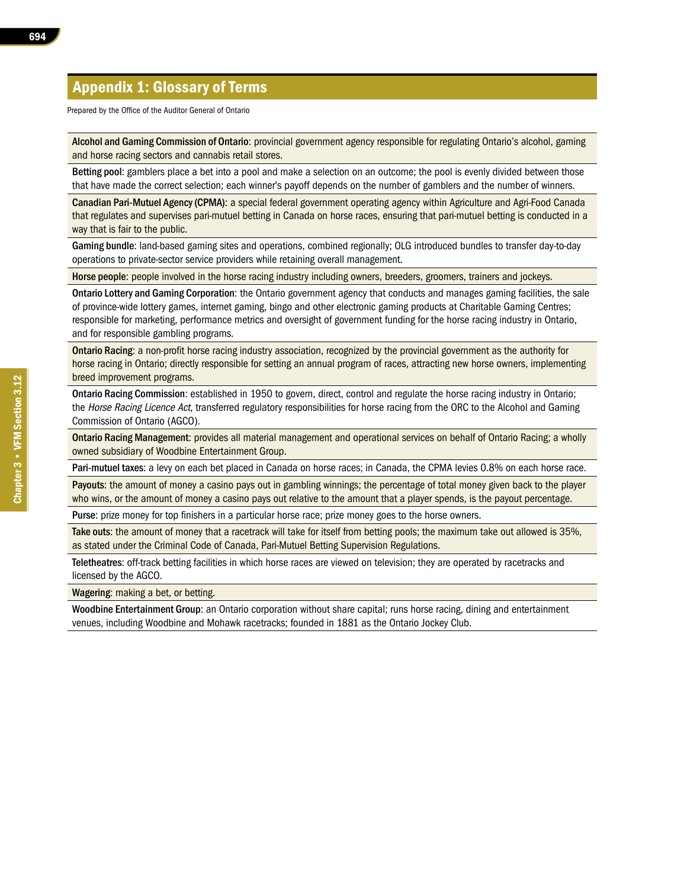# Appendix 1: Glossary of Terms

Prepared by the Office of the Auditor General of Ontario

**Alcohol and Gaming Commission of Ontario**: provincial government agency responsible for regulating Ontario's alcohol, gaming and horse racing sectors and cannabis retail stores.

**Betting pool**: gamblers place a bet into a pool and make a selection on an outcome; the pool is evenly divided between those that have made the correct selection; each winner's payoff depends on the number of gamblers and the number of winners.

**Canadian Pari-Mutuel Agency (CPMA)**: a special federal government operating agency within Agriculture and Agri-Food Canada that regulates and supervises pari-mutuel betting in Canada on horse races, ensuring that pari-mutuel betting is conducted in a way that is fair to the public.

**Gaming bundle**: land-based gaming sites and operations, combined regionally; OLG introduced bundles to transfer day-to-day operations to private-sector service providers while retaining overall management.

**Horse people**: people involved in the horse racing industry including owners, breeders, groomers, trainers and jockeys.

**Ontario Lottery and Gaming Corporation**: the Ontario government agency that conducts and manages gaming facilities, the sale of province-wide lottery games, internet gaming, bingo and other electronic gaming products at Charitable Gaming Centres; responsible for marketing, performance metrics and oversight of government funding for the horse racing industry in Ontario, and for responsible gambling programs.

**Ontario Racing**: a non-profit horse racing industry association, recognized by the provincial government as the authority for horse racing in Ontario; directly responsible for setting an annual program of races, attracting new horse owners, implementing breed improvement programs.

**Ontario Racing Commission**: established in 1950 to govern, direct, control and regulate the horse racing industry in Ontario; the *Horse Racing Licence Act*, transferred regulatory responsibilities for horse racing from the ORC to the Alcohol and Gaming Commission of Ontario (AGCO).

**Ontario Racing Management**: provides all material management and operational services on behalf of Ontario Racing; a wholly owned subsidiary of Woodbine Entertainment Group.

**Pari-mutuel taxes**: a levy on each bet placed in Canada on horse races; in Canada, the CPMA levies 0.8% on each horse race.

**Payouts**: the amount of money a casino pays out in gambling winnings; the percentage of total money given back to the player who wins, or the amount of money a casino pays out relative to the amount that a player spends, is the payout percentage.

**Purse**: prize money for top finishers in a particular horse race; prize money goes to the horse owners.

**Take outs**: the amount of money that a racetrack will take for itself from betting pools; the maximum take out allowed is 35%, as stated under the Criminal Code of Canada, Pari-Mutuel Betting Supervision Regulations.

**Teletheatres**: off-track betting facilities in which horse races are viewed on television; they are operated by racetracks and licensed by the AGCO.

**Wagering**: making a bet, or betting.

**Woodbine Entertainment Group**: an Ontario corporation without share capital; runs horse racing, dining and entertainment venues, including Woodbine and Mohawk racetracks; founded in 1881 as the Ontario Jockey Club.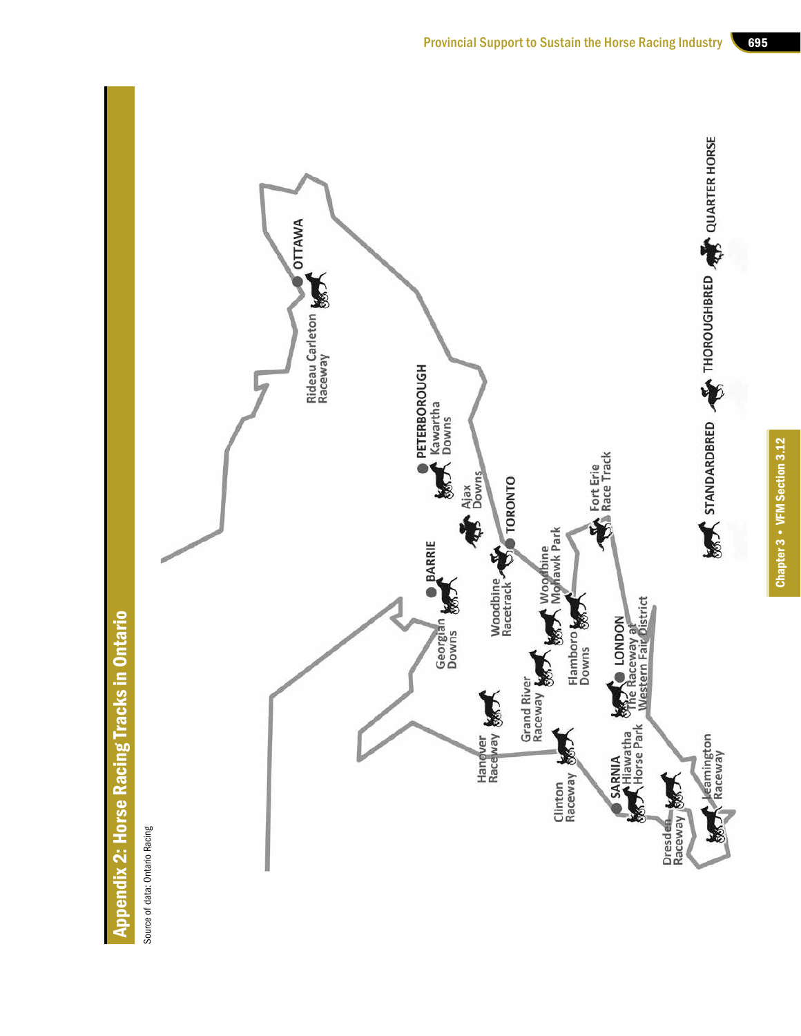## Appendix 2: Horse Racing Tracks in Ontario

Source of data: Ontario Racing

OTTAWA

Rideau Carleton Raceway

PETERBOROUGH

Kawartha Downs

Ajax Downs

TORONTO

Fort Erie Race Track

BARRIE

Woodbine Racetrack

Woodbine Mohawk Park

Georgian Downs

Flamboro Downs

LONDON

The Raceway at Western Fair District

Grand River Raceway

Hanover Raceway

SARNIA

Hiawatha Horse Park

Clinton Raceway

Leamington Raceway

Dresden Raceway

STANDARDBRED THOROUGHBRED QUARTER HORSE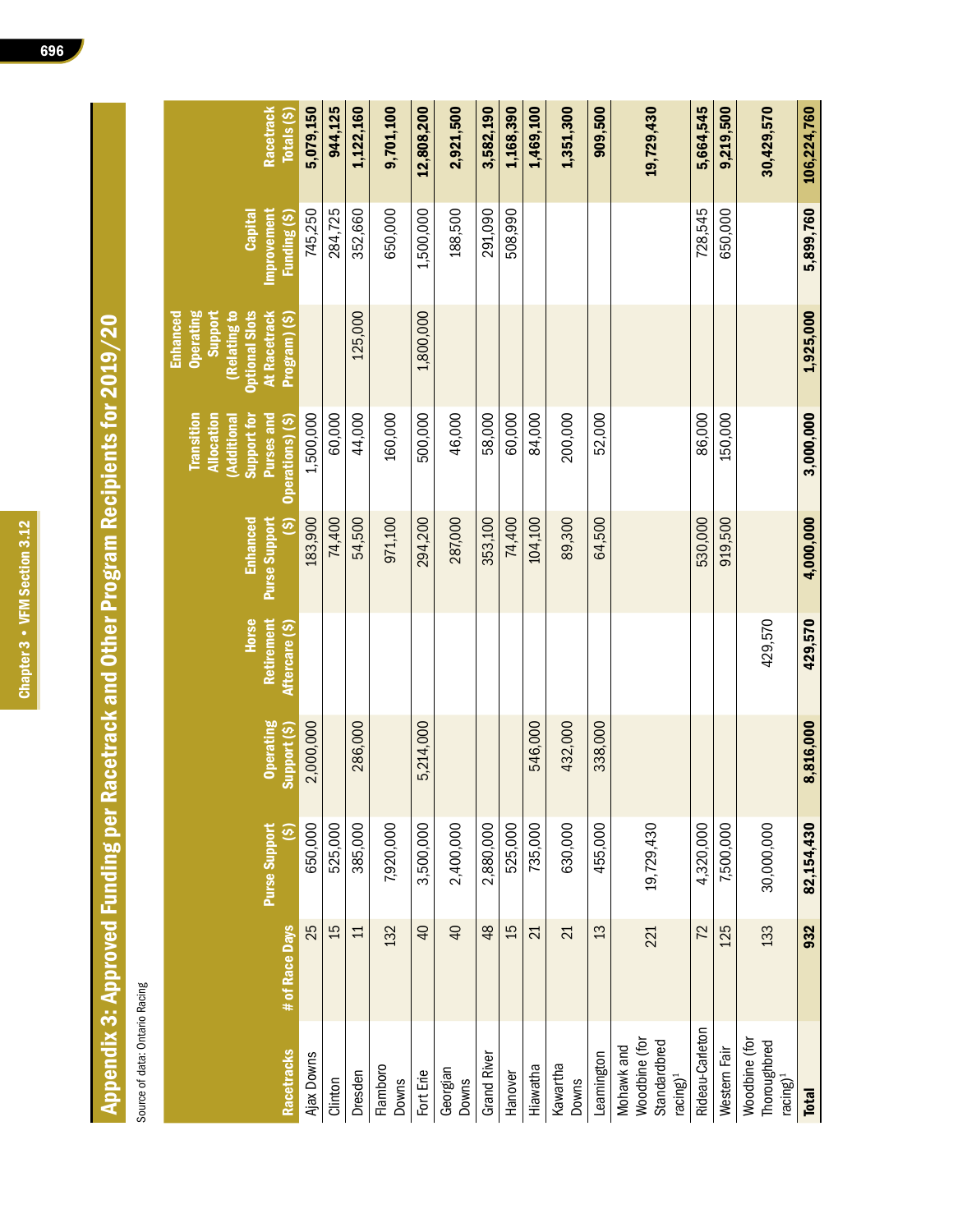# Appendix 3: Approved Funding per Racetrack and Other Program Recipients for 2019/20

Source of data: Ontario Racing

| Racetracks | # of Race Days | Purse Support ($) | Operating Support ($) | Horse Retirement Aftercare ($) | Enhanced Purse Support ($) | Transition Allocation (Additional Support for Purses and Operations) ($) | Enhanced Operating Support (Relating to Optional Slots At Racetrack Program) ($) | Capital Improvement Funding ($) | Racetrack Totals ($) |
|---|---|---|---|---|---|---|---|---|---|
| Ajax Downs | 25 | 650,000 | 2,000,000 | | 183,900 | 1,500,000 | | 745,250 | **5,079,150** |
| Clinton | 15 | 525,000 | | | 74,400 | 60,000 | | 284,725 | **944,125** |
| Dresden | 11 | 385,000 | 286,000 | | 54,500 | 44,000 | 125,000 | 352,660 | **1,122,160** |
| Flamboro Downs | 132 | 7,920,000 | | | 971,100 | 160,000 | | 650,000 | **9,701,100** |
| Fort Erie | 40 | 3,500,000 | 5,214,000 | | 294,200 | 500,000 | 1,800,000 | 1,500,000 | **12,808,200** |
| Georgian Downs | 40 | 2,400,000 | | | 287,000 | 46,000 | | 188,500 | **2,921,500** |
| Grand River | 48 | 2,880,000 | | | 353,100 | 58,000 | | 291,090 | **3,582,190** |
| Hanover | 15 | 525,000 | | | 74,400 | 60,000 | | 508,990 | **1,168,390** |
| Hiawatha | 21 | 735,000 | 546,000 | | 104,100 | 84,000 | | | **1,469,100** |
| Kawartha Downs | 21 | 630,000 | 432,000 | | 89,300 | 200,000 | | | **1,351,300** |
| Leamington | 13 | 455,000 | 338,000 | | 64,500 | 52,000 | | | **909,500** |
| Mohawk and Woodbine (for Standardbred racing)[1] | 221 | 19,729,430 | | | | | | | **19,729,430** |
| Rideau-Carleton | 72 | 4,320,000 | | | 530,000 | 86,000 | | 728,545 | **5,664,545** |
| Western Fair | 125 | 7,500,000 | | | 919,500 | 150,000 | | 650,000 | **9,219,500** |
| Woodbine (for Thoroughbred racing)[1] | 133 | 30,000,000 | | 429,570 | | | | | **30,429,570** |
| **Total** | **932** | **82,154,430** | **8,816,000** | **429,570** | **4,000,000** | **3,000,000** | **1,925,000** | **5,899,760** | **106,224,760** |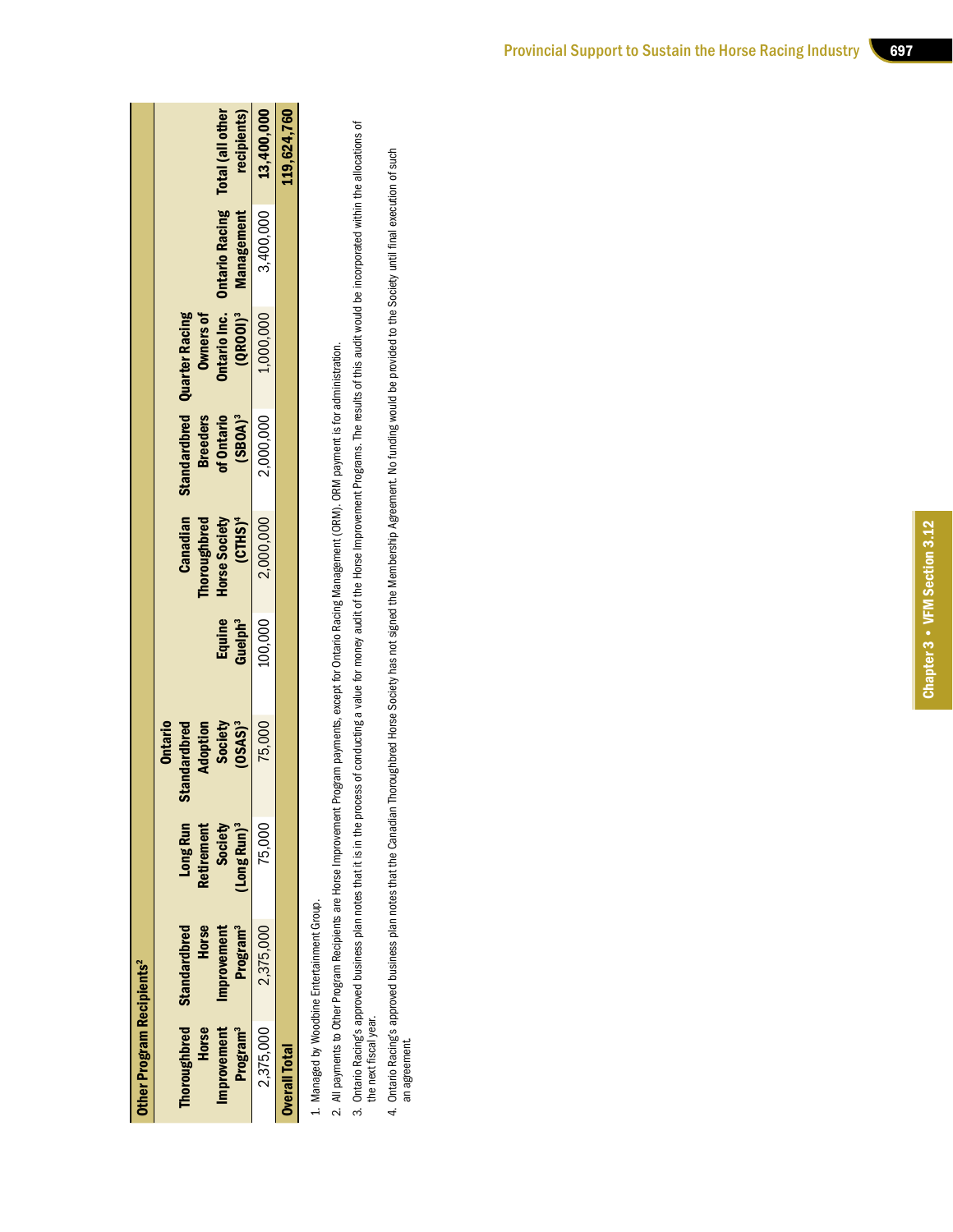| Other Program Recipients[2] | | | | | | | | | |
|---|---|---|---|---|---|---|---|---|---|
| Thoroughbred Horse Improvement Program[3] | Standardbred Horse Improvement Program[3] | Long Run Retirement Society (Long Run)[3] | Ontario Standardbred Adoption Society (OSAS)[3] | Equine Guelph[3] | Canadian Thoroughbred Horse Society (CTHS)[4] | Standardbred Breeders of Ontario (SBOA)[3] | Quarter Racing Owners of Ontario Inc. (QROOI)[3] | Ontario Racing Management | Total (all other recipients) |
| 2,375,000 | 2,375,000 | 75,000 | 75,000 | 100,000 | 2,000,000 | 2,000,000 | 1,000,000 | 3,400,000 | 13,400,000 |
| **Overall Total** | | | | | | | | | **119,624,760** |

1. Managed by Woodbine Entertainment Group.
2. All payments to Other Program Recipients are Horse Improvement Program payments, except for Ontario Racing Management (ORM). ORM payment is for administration.
3. Ontario Racing's approved business plan notes that it is in the process of conducting a value for money audit of the Horse Improvement Programs. The results of this audit would be incorporated within the allocations of the next fiscal year.
4. Ontario Racing's approved business plan notes that the Canadian Thoroughbred Horse Society has not signed the Membership Agreement. No funding would be provided to the Society until final execution of such an agreement.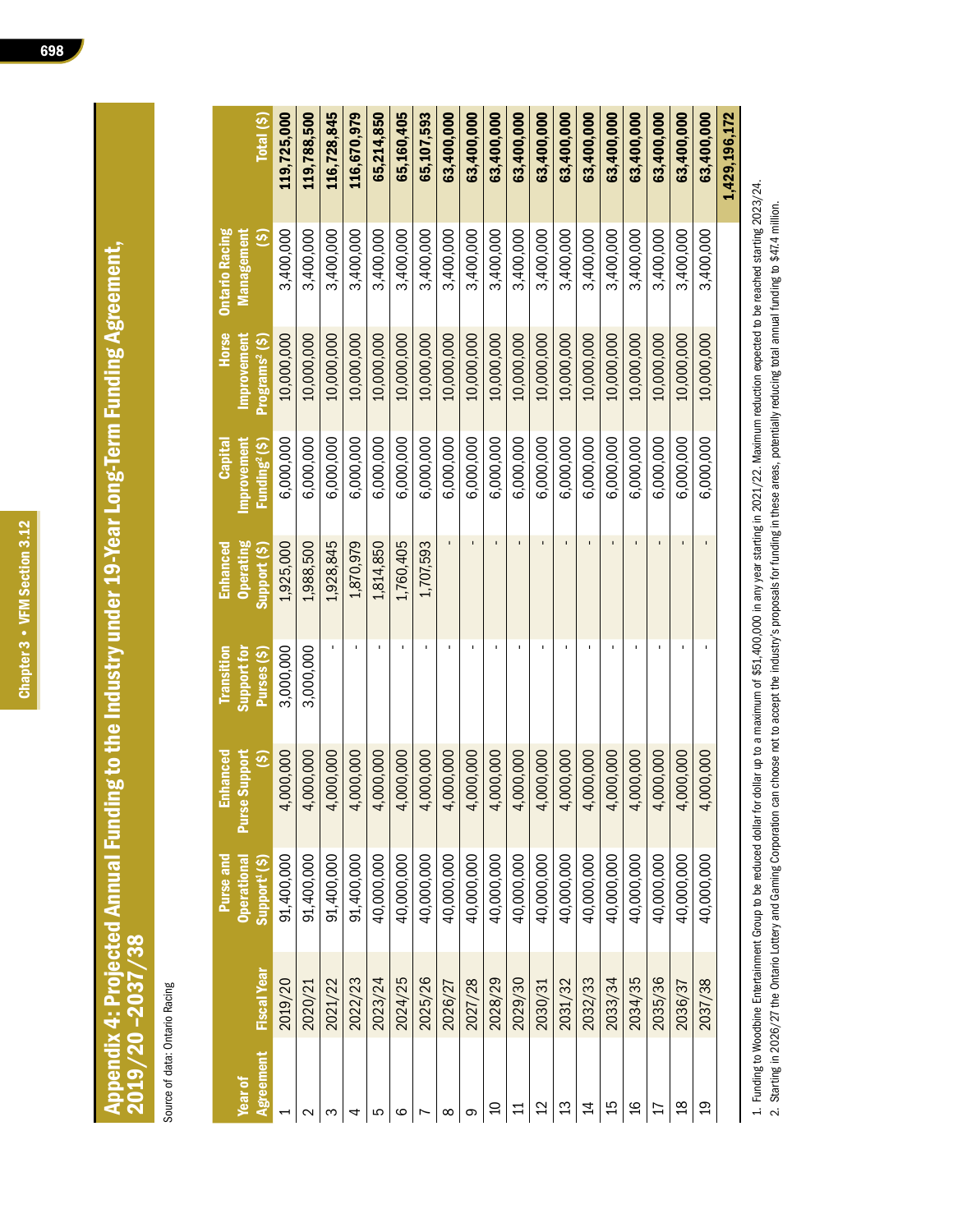# Appendix 4: Projected Annual Funding to the Industry under 19-Year Long-Term Funding Agreement, 2019/20 –2037/38

Source of data: Ontario Racing

| Year of Agreement | Fiscal Year | Purse and Operational Support[1] ($) | Enhanced Purse Support ($) | Transition Support for Purses ($) | Enhanced Operating Support ($) | Capital Improvement Funding[2] ($) | Horse Improvement Programs[2] ($) | Ontario Racing Management ($) | Total ($) |
|---|---|---|---|---|---|---|---|---|---|
| 1 | 2019/20 | 91,400,000 | 4,000,000 | 3,000,000 | 1,925,000 | 6,000,000 | 10,000,000 | 3,400,000 | **119,725,000** |
| 2 | 2020/21 | 91,400,000 | 4,000,000 | 3,000,000 | 1,988,500 | 6,000,000 | 10,000,000 | 3,400,000 | **119,788,500** |
| 3 | 2021/22 | 91,400,000 | 4,000,000 | - | 1,928,845 | 6,000,000 | 10,000,000 | 3,400,000 | **116,728,845** |
| 4 | 2022/23 | 91,400,000 | 4,000,000 | - | 1,870,979 | 6,000,000 | 10,000,000 | 3,400,000 | **116,670,979** |
| 5 | 2023/24 | 40,000,000 | 4,000,000 | - | 1,814,850 | 6,000,000 | 10,000,000 | 3,400,000 | **65,214,850** |
| 6 | 2024/25 | 40,000,000 | 4,000,000 | - | 1,760,405 | 6,000,000 | 10,000,000 | 3,400,000 | **65,160,405** |
| 7 | 2025/26 | 40,000,000 | 4,000,000 | - | 1,707,593 | 6,000,000 | 10,000,000 | 3,400,000 | **65,107,593** |
| 8 | 2026/27 | 40,000,000 | 4,000,000 | - | - | 6,000,000 | 10,000,000 | 3,400,000 | **63,400,000** |
| 9 | 2027/28 | 40,000,000 | 4,000,000 | - | - | 6,000,000 | 10,000,000 | 3,400,000 | **63,400,000** |
| 10 | 2028/29 | 40,000,000 | 4,000,000 | - | - | 6,000,000 | 10,000,000 | 3,400,000 | **63,400,000** |
| 11 | 2029/30 | 40,000,000 | 4,000,000 | - | - | 6,000,000 | 10,000,000 | 3,400,000 | **63,400,000** |
| 12 | 2030/31 | 40,000,000 | 4,000,000 | - | - | 6,000,000 | 10,000,000 | 3,400,000 | **63,400,000** |
| 13 | 2031/32 | 40,000,000 | 4,000,000 | - | - | 6,000,000 | 10,000,000 | 3,400,000 | **63,400,000** |
| 14 | 2032/33 | 40,000,000 | 4,000,000 | - | - | 6,000,000 | 10,000,000 | 3,400,000 | **63,400,000** |
| 15 | 2033/34 | 40,000,000 | 4,000,000 | - | - | 6,000,000 | 10,000,000 | 3,400,000 | **63,400,000** |
| 16 | 2034/35 | 40,000,000 | 4,000,000 | - | - | 6,000,000 | 10,000,000 | 3,400,000 | **63,400,000** |
| 17 | 2035/36 | 40,000,000 | 4,000,000 | - | - | 6,000,000 | 10,000,000 | 3,400,000 | **63,400,000** |
| 18 | 2036/37 | 40,000,000 | 4,000,000 | - | - | 6,000,000 | 10,000,000 | 3,400,000 | **63,400,000** |
| 19 | 2037/38 | 40,000,000 | 4,000,000 | - | - | 6,000,000 | 10,000,000 | 3,400,000 | **63,400,000** |
| | | | | | | | | | **1,429,196,172** |

1. Funding to Woodbine Entertainment Group to be reduced dollar for dollar up to a maximum of $51,400,000 in any year starting in 2021/22. Maximum reduction expected to be reached starting 2023/24.
2. Starting in 2026/27 the Ontario Lottery and Gaming Corporation can choose not to accept the industry's proposals for funding in these areas, potentially reducing total annual funding to $47.4 million.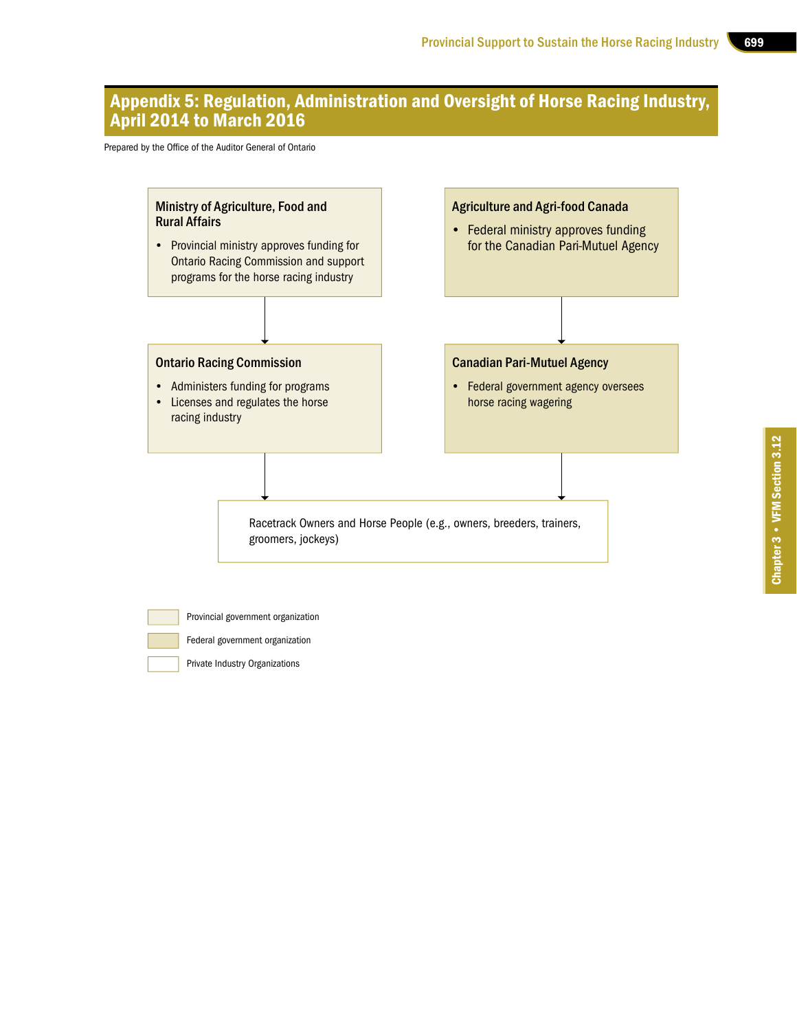## Appendix 5: Regulation, Administration and Oversight of Horse Racing Industry, April 2014 to March 2016

Prepared by the Office of the Auditor General of Ontario

**Ministry of Agriculture, Food and Rural Affairs**

- Provincial ministry approves funding for Ontario Racing Commission and support programs for the horse racing industry

**Agriculture and Agri-food Canada**

- Federal ministry approves funding for the Canadian Pari-Mutuel Agency

**Ontario Racing Commission**

- Administers funding for programs
- Licenses and regulates the horse racing industry

**Canadian Pari-Mutuel Agency**

- Federal government agency oversees horse racing wagering

Racetrack Owners and Horse People (e.g., owners, breeders, trainers, groomers, jockeys)

Legend:

- Provincial government organization
- Federal government organization
- Private Industry Organizations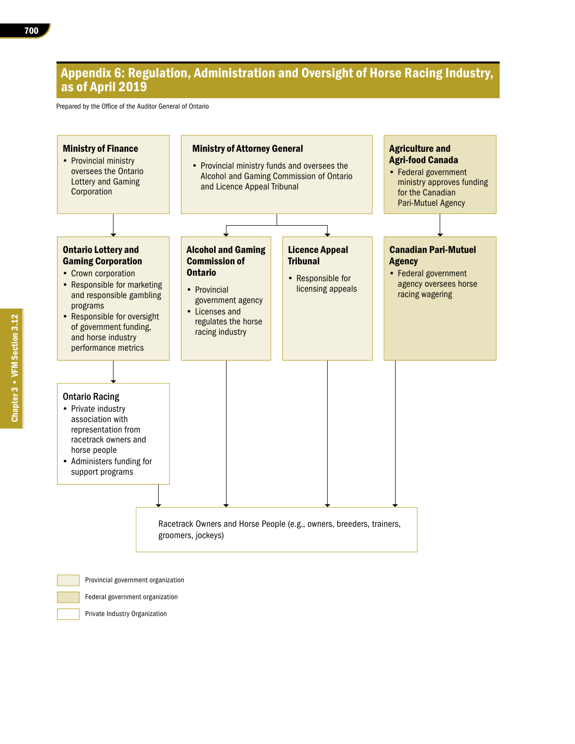## Appendix 6: Regulation, Administration and Oversight of Horse Racing Industry, as of April 2019

Prepared by the Office of the Auditor General of Ontario

**Ministry of Finance**
- Provincial ministry oversees the Ontario Lottery and Gaming Corporation

**Ministry of Attorney General**
- Provincial ministry funds and oversees the Alcohol and Gaming Commission of Ontario and Licence Appeal Tribunal

**Agriculture and Agri-food Canada**
- Federal government ministry approves funding for the Canadian Pari-Mutuel Agency

**Ontario Lottery and Gaming Corporation**
- Crown corporation
- Responsible for marketing and responsible gambling programs
- Responsible for oversight of government funding, and horse industry performance metrics

**Alcohol and Gaming Commission of Ontario**
- Provincial government agency
- Licenses and regulates the horse racing industry

**Licence Appeal Tribunal**
- Responsible for licensing appeals

**Canadian Pari-Mutuel Agency**
- Federal government agency oversees horse racing wagering

**Ontario Racing**
- Private industry association with representation from racetrack owners and horse people
- Administers funding for support programs

Racetrack Owners and Horse People (e.g., owners, breeders, trainers, groomers, jockeys)

Legend:
- Provincial government organization
- Federal government organization
- Private Industry Organization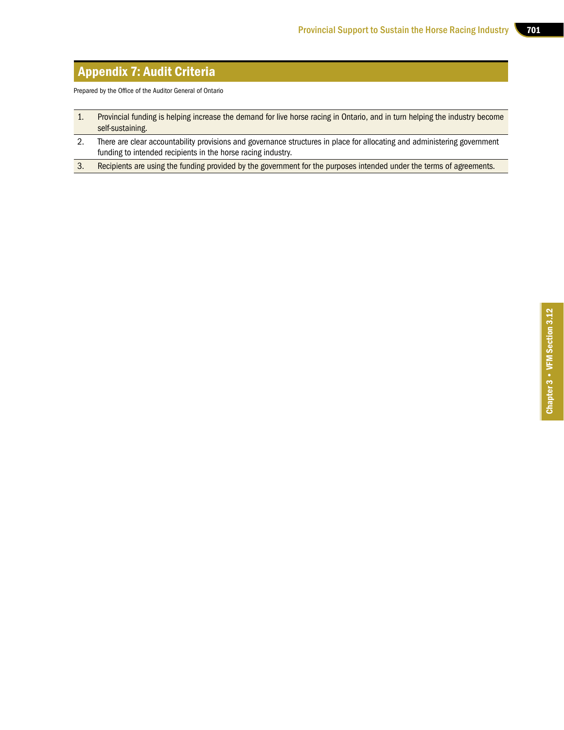## Appendix 7: Audit Criteria

Prepared by the Office of the Auditor General of Ontario

| | |
|---|---|
| 1. | Provincial funding is helping increase the demand for live horse racing in Ontario, and in turn helping the industry become self-sustaining. |
| 2. | There are clear accountability provisions and governance structures in place for allocating and administering government funding to intended recipients in the horse racing industry. |
| 3. | Recipients are using the funding provided by the government for the purposes intended under the terms of agreements. |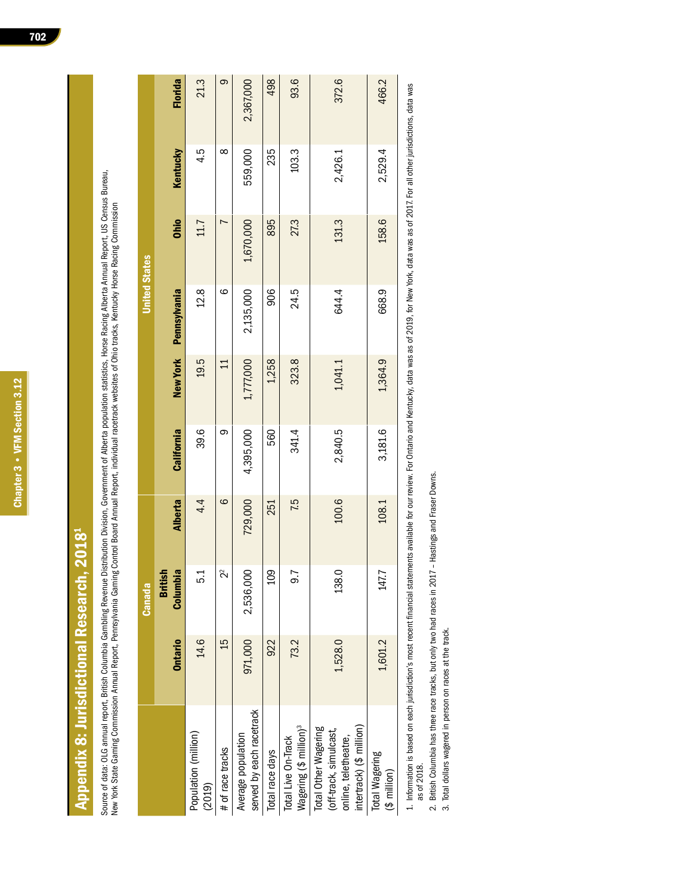## Appendix 8: Jurisdictional Research, 2018[1]

Source of data: OLG annual report, British Columbia Gambling Revenue Distribution Division, Government of Alberta population statistics, Horse Racing Alberta Annual Report, US Census Bureau, New York State Gaming Commission Annual Report, Pennsylvania Gaming Control Board Annual Report, individual racetrack websites of Ohio tracks, Kentucky Horse Racing Commission

| | Canada | | | United States | | | | | |
|---|---|---|---|---|---|---|---|---|---|
| | Ontario | British Columbia | Alberta | California | New York | Pennsylvania | Ohio | Kentucky | Florida |
| Population (million) (2019) | 14.6 | 5.1 | 4.4 | 39.6 | 19.5 | 12.8 | 11.7 | 4.5 | 21.3 |
| # of race tracks | 15 | 2[2] | 6 | 9 | 11 | 6 | 7 | 8 | 9 |
| Average population served by each racetrack | 971,000 | 2,536,000 | 729,000 | 4,395,000 | 1,777,000 | 2,135,000 | 1,670,000 | 559,000 | 2,367,000 |
| Total race days | 922 | 109 | 251 | 560 | 1,258 | 906 | 895 | 235 | 498 |
| Total Live On-Track Wagering ($ million)[3] | 73.2 | 9.7 | 7.5 | 341.4 | 323.8 | 24.5 | 27.3 | 103.3 | 93.6 |
| Total Other Wagering (off-track, simulcast, online, teletheatre, intertrack) ($ million) | 1,528.0 | 138.0 | 100.6 | 2,840.5 | 1,041.1 | 644.4 | 131.3 | 2,426.1 | 372.6 |
| Total Wagering ($ million) | 1,601.2 | 147.7 | 108.1 | 3,181.6 | 1,364.9 | 668.9 | 158.6 | 2,529.4 | 466.2 |

1. Information is based on each jurisdiction's most recent financial statements available for our review. For Ontario and Kentucky, data was as of 2019, for New York, data was as of 2017. For all other jurisdictions, data was as of 2018.
2. British Columbia has three race tracks, but only two had races in 2017 – Hastings and Fraser Downs.
3. Total dollars wagered in person on races at the track.